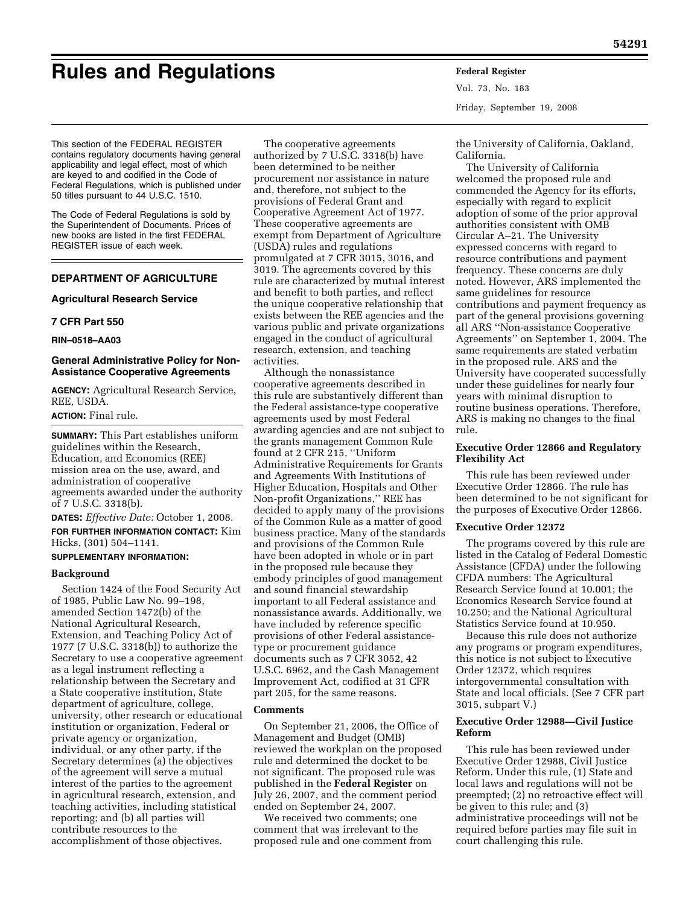# Rules and Regulations

This section of the FEDERAL REGISTER contains regulatory documents having general applicability and legal effect, most of which are keyed to and codified in the Code of Federal Regulations, which is published under 50 titles pursuant to 44 U.S.C. 1510.

The Code of Federal Regulations is sold by the Superintendent of Documents. Prices of new books are listed in the first FEDERAL REGISTER issue of each week.

## DEPARTMENT OF AGRICULTURE

### Agricultural Research Service

### 7 CFR Part 550

**RIN–0518–AA03**

### General Administrative Policy for Non-Assistance Cooperative Agreements

**AGENCY:** Agricultural Research Service, REE, USDA.

**ACTION:** Final rule.

**SUMMARY:** This Part establishes uniform guidelines within the Research, Education, and Economics (REE) mission area on the use, award, and administration of cooperative agreements awarded under the authority of 7 U.S.C. 3318(b).

**DATES:** *Effective Date:* October 1, 2008.

**FOR FURTHER INFORMATION CONTACT:** Kim Hicks, (301) 504–1141.

**SUPPLEMENTARY INFORMATION:**

#### Background

Section 1424 of the Food Security Act of 1985, Public Law No. 99–198, amended Section 1472(b) of the National Agricultural Research, Extension, and Teaching Policy Act of 1977 (7 U.S.C. 3318(b)) to authorize the Secretary to use a cooperative agreement as a legal instrument reflecting a relationship between the Secretary and a State cooperative institution, State department of agriculture, college, university, other research or educational institution or organization, Federal or private agency or organization, individual, or any other party, if the Secretary determines (a) the objectives of the agreement will serve a mutual interest of the parties to the agreement in agricultural research, extension, and teaching activities, including statistical reporting; and (b) all parties will contribute resources to the accomplishment of those objectives.

The cooperative agreements authorized by 7 U.S.C. 3318(b) have been determined to be neither procurement nor assistance in nature and, therefore, not subject to the provisions of Federal Grant and Cooperative Agreement Act of 1977. These cooperative agreements are exempt from Department of Agriculture (USDA) rules and regulations promulgated at 7 CFR 3015, 3016, and 3019. The agreements covered by this rule are characterized by mutual interest and benefit to both parties, and reflect the unique cooperative relationship that exists between the REE agencies and the various public and private organizations engaged in the conduct of agricultural research, extension, and teaching activities.

Although the nonassistance cooperative agreements described in this rule are substantively different than the Federal assistance-type cooperative agreements used by most Federal awarding agencies and are not subject to the grants management Common Rule found at 2 CFR 215, ''Uniform Administrative Requirements for Grants and Agreements With Institutions of Higher Education, Hospitals and Other Non-profit Organizations,'' REE has decided to apply many of the provisions of the Common Rule as a matter of good business practice. Many of the standards and provisions of the Common Rule have been adopted in whole or in part in the proposed rule because they embody principles of good management and sound financial stewardship important to all Federal assistance and nonassistance awards. Additionally, we have included by reference specific provisions of other Federal assistance-type or procurement guidance documents such as 7 CFR 3052, 42 U.S.C. 6962, and the Cash Management Improvement Act, codified at 31 CFR part 205, for the same reasons.

#### Comments

On September 21, 2006, the Office of Management and Budget (OMB) reviewed the workplan on the proposed rule and determined the docket to be not significant. The proposed rule was published in the **Federal Register** on July 26, 2007, and the comment period ended on September 24, 2007.

We received two comments; one comment that was irrelevant to the proposed rule and one comment from the University of California, Oakland, California.

The University of California welcomed the proposed rule and commended the Agency for its efforts, especially with regard to explicit adoption of some of the prior approval authorities consistent with OMB Circular A–21. The University expressed concerns with regard to resource contributions and payment frequency. These concerns are duly noted. However, ARS implemented the same guidelines for resource contributions and payment frequency as part of the general provisions governing all ARS ''Non-assistance Cooperative Agreements'' on September 1, 2004. The same requirements are stated verbatim in the proposed rule. ARS and the University have cooperated successfully under these guidelines for nearly four years with minimal disruption to routine business operations. Therefore, ARS is making no changes to the final rule.

#### Executive Order 12866 and Regulatory Flexibility Act

This rule has been reviewed under Executive Order 12866. The rule has been determined to be not significant for the purposes of Executive Order 12866.

#### Executive Order 12372

The programs covered by this rule are listed in the Catalog of Federal Domestic Assistance (CFDA) under the following CFDA numbers: The Agricultural Research Service found at 10.001; the Economics Research Service found at 10.250; and the National Agricultural Statistics Service found at 10.950.

Because this rule does not authorize any programs or program expenditures, this notice is not subject to Executive Order 12372, which requires intergovernmental consultation with State and local officials. (See 7 CFR part 3015, subpart V.)

#### Executive Order 12988—Civil Justice Reform

This rule has been reviewed under Executive Order 12988, Civil Justice Reform. Under this rule, (1) State and local laws and regulations will not be preempted; (2) no retroactive effect will be given to this rule; and (3) administrative proceedings will not be required before parties may file suit in court challenging this rule.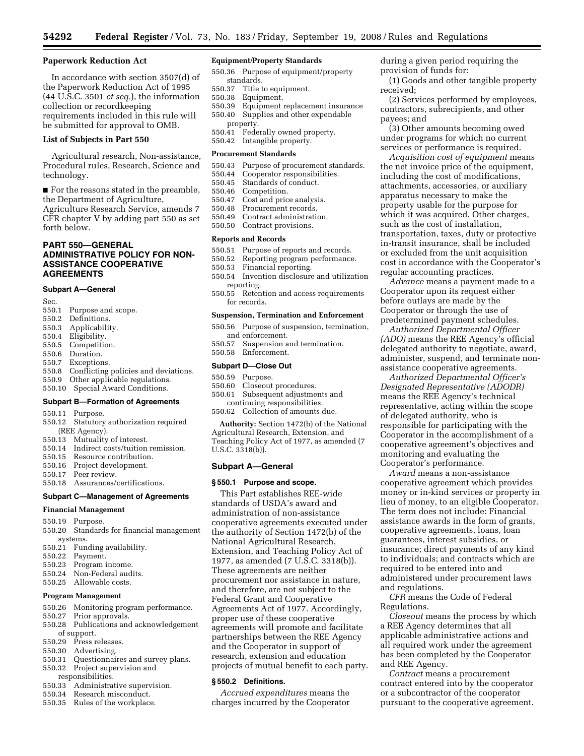## Paperwork Reduction Act

In accordance with section 3507(d) of the Paperwork Reduction Act of 1995 (44 U.S.C. 3501 *et seq.*), the information collection or recordkeeping requirements included in this rule will be submitted for approval to OMB.

## List of Subjects in Part 550

Agricultural research, Non-assistance, Procedural rules, Research, Science and technology.

■ For the reasons stated in the preamble, the Department of Agriculture, Agriculture Research Service, amends 7 CFR chapter V by adding part 550 as set forth below.

# PART 550—GENERAL ADMINISTRATIVE POLICY FOR NON-ASSISTANCE COOPERATIVE AGREEMENTS

### Subpart A—General

Sec.
550.1 Purpose and scope.
550.2 Definitions.
550.3 Applicability.
550.4 Eligibility.
550.5 Competition.
550.6 Duration.
550.7 Exceptions.
550.8 Conflicting policies and deviations.
550.9 Other applicable regulations.
550.10 Special Award Conditions.

### Subpart B—Formation of Agreements

550.11 Purpose.
550.12 Statutory authorization required (REE Agency).
550.13 Mutuality of interest.
550.14 Indirect costs/tuition remission.
550.15 Resource contribution.
550.16 Project development.
550.17 Peer review.
550.18 Assurances/certifications.

### Subpart C—Management of Agreements

#### Financial Management

550.19 Purpose.
550.20 Standards for financial management systems.
550.21 Funding availability.
550.22 Payment.
550.23 Program income.
550.24 Non-Federal audits.
550.25 Allowable costs.

#### Program Management

550.26 Monitoring program performance.
550.27 Prior approvals.
550.28 Publications and acknowledgement of support.
550.29 Press releases.
550.30 Advertising.
550.31 Questionnaires and survey plans.
550.32 Project supervision and responsibilities.
550.33 Administrative supervision.
550.34 Research misconduct.
550.35 Rules of the workplace.

#### Equipment/Property Standards

550.36 Purpose of equipment/property standards.
550.37 Title to equipment.
550.38 Equipment.
550.39 Equipment replacement insurance
550.40 Supplies and other expendable property.
550.41 Federally owned property.
550.42 Intangible property.

#### Procurement Standards

550.43 Purpose of procurement standards.
550.44 Cooperator responsibilities.
550.45 Standards of conduct.
550.46 Competition.
550.47 Cost and price analysis.
550.48 Procurement records.
550.49 Contract administration.
550.50 Contract provisions.

#### Reports and Records

550.51 Purpose of reports and records.
550.52 Reporting program performance.
550.53 Financial reporting.
550.54 Invention disclosure and utilization reporting.
550.55 Retention and access requirements for records.

#### Suspension, Termination and Enforcement

550.56 Purpose of suspension, termination, and enforcement.
550.57 Suspension and termination.
550.58 Enforcement.

### Subpart D—Close Out

550.59 Purpose.
550.60 Closeout procedures.
550.61 Subsequent adjustments and continuing responsibilities.
550.62 Collection of amounts due.

**Authority:** Section 1472(b) of the National Agricultural Research, Extension, and Teaching Policy Act of 1977, as amended (7 U.S.C. 3318(b)).

## Subpart A—General

### § 550.1 Purpose and scope.

This Part establishes REE-wide standards of USDA's award and administration of non-assistance cooperative agreements executed under the authority of Section 1472(b) of the National Agricultural Research, Extension, and Teaching Policy Act of 1977, as amended (7 U.S.C. 3318(b)). These agreements are neither procurement nor assistance in nature, and therefore, are not subject to the Federal Grant and Cooperative Agreements Act of 1977. Accordingly, proper use of these cooperative agreements will promote and facilitate partnerships between the REE Agency and the Cooperator in support of research, extension and education projects of mutual benefit to each party.

### § 550.2 Definitions.

*Accrued expenditures* means the charges incurred by the Cooperator during a given period requiring the provision of funds for:

(1) Goods and other tangible property received;

(2) Services performed by employees, contractors, subrecipients, and other payees; and

(3) Other amounts becoming owed under programs for which no current services or performance is required.

*Acquisition cost of equipment* means the net invoice price of the equipment, including the cost of modifications, attachments, accessories, or auxiliary apparatus necessary to make the property usable for the purpose for which it was acquired. Other charges, such as the cost of installation, transportation, taxes, duty or protective in-transit insurance, shall be included or excluded from the unit acquisition cost in accordance with the Cooperator's regular accounting practices.

*Advance* means a payment made to a Cooperator upon its request either before outlays are made by the Cooperator or through the use of predetermined payment schedules.

*Authorized Departmental Officer (ADO)* means the REE Agency's official delegated authority to negotiate, award, administer, suspend, and terminate non-assistance cooperative agreements.

*Authorized Departmental Officer's Designated Representative (ADODR)* means the REE Agency's technical representative, acting within the scope of delegated authority, who is responsible for participating with the Cooperator in the accomplishment of a cooperative agreement's objectives and monitoring and evaluating the Cooperator's performance.

*Award* means a non-assistance cooperative agreement which provides money or in-kind services or property in lieu of money, to an eligible Cooperator. The term does not include: Financial assistance awards in the form of grants, cooperative agreements, loans, loan guarantees, interest subsidies, or insurance; direct payments of any kind to individuals; and contracts which are required to be entered into and administered under procurement laws and regulations.

*CFR* means the Code of Federal Regulations.

*Closeout* means the process by which a REE Agency determines that all applicable administrative actions and all required work under the agreement has been completed by the Cooperator and REE Agency.

*Contract* means a procurement contract entered into by the cooperator or a subcontractor of the cooperator pursuant to the cooperative agreement.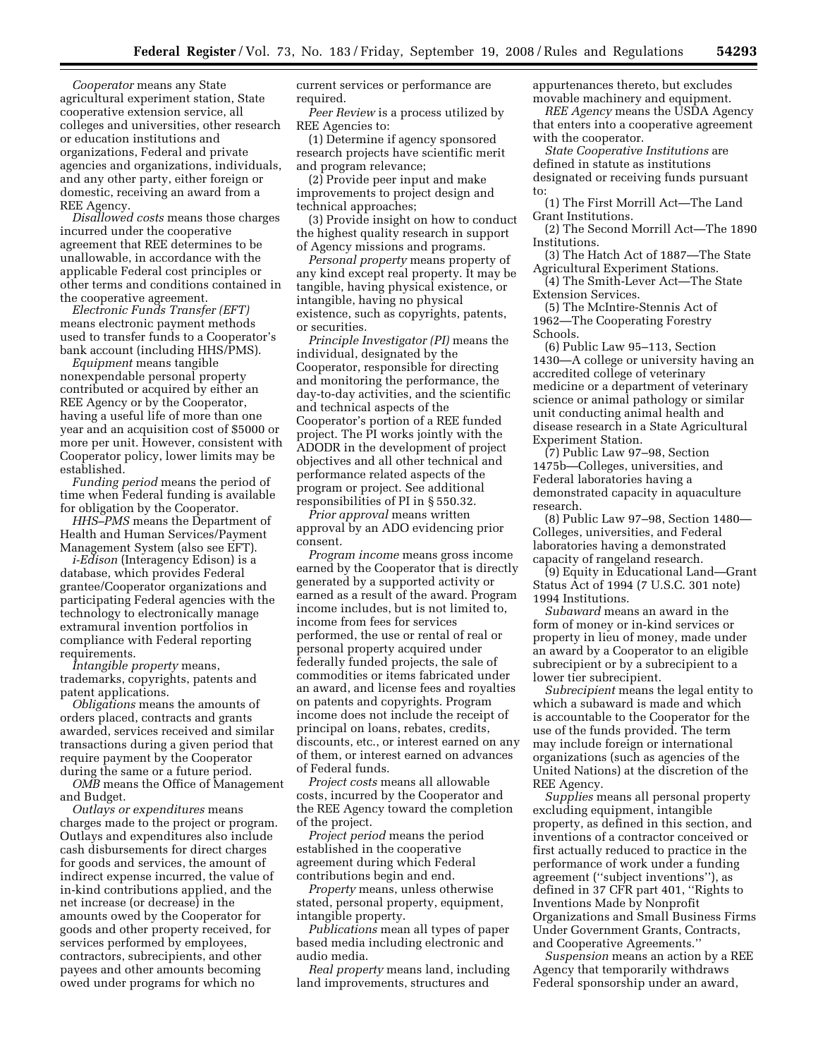*Cooperator* means any State agricultural experiment station, State cooperative extension service, all colleges and universities, other research or education institutions and organizations, Federal and private agencies and organizations, individuals, and any other party, either foreign or domestic, receiving an award from a REE Agency.

*Disallowed costs* means those charges incurred under the cooperative agreement that REE determines to be unallowable, in accordance with the applicable Federal cost principles or other terms and conditions contained in the cooperative agreement.

*Electronic Funds Transfer (EFT)* means electronic payment methods used to transfer funds to a Cooperator's bank account (including HHS/PMS).

*Equipment* means tangible nonexpendable personal property contributed or acquired by either an REE Agency or by the Cooperator, having a useful life of more than one year and an acquisition cost of $5000 or more per unit. However, consistent with Cooperator policy, lower limits may be established.

*Funding period* means the period of time when Federal funding is available for obligation by the Cooperator.

*HHS–PMS* means the Department of Health and Human Services/Payment Management System (also see EFT).

*i-Edison* (Interagency Edison) is a database, which provides Federal grantee/Cooperator organizations and participating Federal agencies with the technology to electronically manage extramural invention portfolios in compliance with Federal reporting requirements.

*Intangible property* means, trademarks, copyrights, patents and patent applications.

*Obligations* means the amounts of orders placed, contracts and grants awarded, services received and similar transactions during a given period that require payment by the Cooperator during the same or a future period.

*OMB* means the Office of Management and Budget.

*Outlays or expenditures* means charges made to the project or program. Outlays and expenditures also include cash disbursements for direct charges for goods and services, the amount of indirect expense incurred, the value of in-kind contributions applied, and the net increase (or decrease) in the amounts owed by the Cooperator for goods and other property received, for services performed by employees, contractors, subrecipients, and other payees and other amounts becoming owed under programs for which no current services or performance are required.

*Peer Review* is a process utilized by REE Agencies to:

(1) Determine if agency sponsored research projects have scientific merit and program relevance;

(2) Provide peer input and make improvements to project design and technical approaches;

(3) Provide insight on how to conduct the highest quality research in support of Agency missions and programs.

*Personal property* means property of any kind except real property. It may be tangible, having physical existence, or intangible, having no physical existence, such as copyrights, patents, or securities.

*Principle Investigator (PI)* means the individual, designated by the Cooperator, responsible for directing and monitoring the performance, the day-to-day activities, and the scientific and technical aspects of the Cooperator's portion of a REE funded project. The PI works jointly with the ADODR in the development of project objectives and all other technical and performance related aspects of the program or project. See additional responsibilities of PI in § 550.32.

*Prior approval* means written approval by an ADO evidencing prior consent.

*Program income* means gross income earned by the Cooperator that is directly generated by a supported activity or earned as a result of the award. Program income includes, but is not limited to, income from fees for services performed, the use or rental of real or personal property acquired under federally funded projects, the sale of commodities or items fabricated under an award, and license fees and royalties on patents and copyrights. Program income does not include the receipt of principal on loans, rebates, credits, discounts, etc., or interest earned on any of them, or interest earned on advances of Federal funds.

*Project costs* means all allowable costs, incurred by the Cooperator and the REE Agency toward the completion of the project.

*Project period* means the period established in the cooperative agreement during which Federal contributions begin and end.

*Property* means, unless otherwise stated, personal property, equipment, intangible property.

*Publications* mean all types of paper based media including electronic and audio media.

*Real property* means land, including land improvements, structures and appurtenances thereto, but excludes movable machinery and equipment.

*REE Agency* means the USDA Agency that enters into a cooperative agreement with the cooperator.

*State Cooperative Institutions* are defined in statute as institutions designated or receiving funds pursuant to:

(1) The First Morrill Act—The Land Grant Institutions.

(2) The Second Morrill Act—The 1890 Institutions.

(3) The Hatch Act of 1887—The State Agricultural Experiment Stations.

(4) The Smith-Lever Act—The State Extension Services.

(5) The McIntire-Stennis Act of 1962—The Cooperating Forestry Schools.

(6) Public Law 95–113, Section 1430—A college or university having an accredited college of veterinary medicine or a department of veterinary science or animal pathology or similar unit conducting animal health and disease research in a State Agricultural Experiment Station.

(7) Public Law 97–98, Section 1475b—Colleges, universities, and Federal laboratories having a demonstrated capacity in aquaculture research.

(8) Public Law 97–98, Section 1480—Colleges, universities, and Federal laboratories having a demonstrated capacity of rangeland research.

(9) Equity in Educational Land—Grant Status Act of 1994 (7 U.S.C. 301 note) 1994 Institutions.

*Subaward* means an award in the form of money or in-kind services or property in lieu of money, made under an award by a Cooperator to an eligible subrecipient or by a subrecipient to a lower tier subrecipient.

*Subrecipient* means the legal entity to which a subaward is made and which is accountable to the Cooperator for the use of the funds provided. The term may include foreign or international organizations (such as agencies of the United Nations) at the discretion of the REE Agency.

*Supplies* means all personal property excluding equipment, intangible property, as defined in this section, and inventions of a contractor conceived or first actually reduced to practice in the performance of work under a funding agreement (''subject inventions''), as defined in 37 CFR part 401, ''Rights to Inventions Made by Nonprofit Organizations and Small Business Firms Under Government Grants, Contracts, and Cooperative Agreements.''

*Suspension* means an action by a REE Agency that temporarily withdraws Federal sponsorship under an award,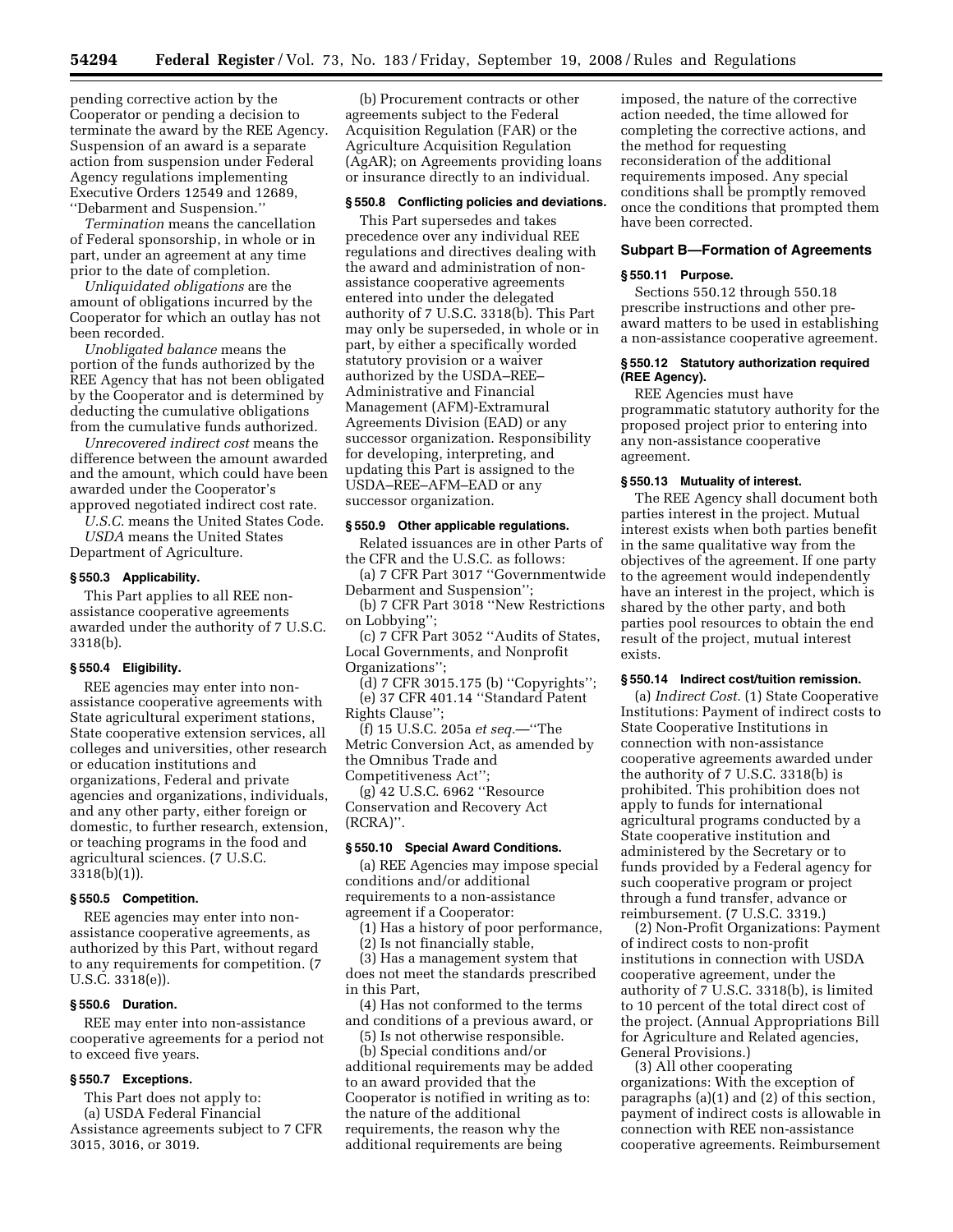pending corrective action by the Cooperator or pending a decision to terminate the award by the REE Agency. Suspension of an award is a separate action from suspension under Federal Agency regulations implementing Executive Orders 12549 and 12689, ''Debarment and Suspension.''

*Termination* means the cancellation of Federal sponsorship, in whole or in part, under an agreement at any time prior to the date of completion.

*Unliquidated obligations* are the amount of obligations incurred by the Cooperator for which an outlay has not been recorded.

*Unobligated balance* means the portion of the funds authorized by the REE Agency that has not been obligated by the Cooperator and is determined by deducting the cumulative obligations from the cumulative funds authorized.

*Unrecovered indirect cost* means the difference between the amount awarded and the amount, which could have been awarded under the Cooperator's approved negotiated indirect cost rate.

*U.S.C.* means the United States Code.

*USDA* means the United States Department of Agriculture.

### § 550.3 Applicability.

This Part applies to all REE non-assistance cooperative agreements awarded under the authority of 7 U.S.C. 3318(b).

### § 550.4 Eligibility.

REE agencies may enter into non-assistance cooperative agreements with State agricultural experiment stations, State cooperative extension services, all colleges and universities, other research or education institutions and organizations, Federal and private agencies and organizations, individuals, and any other party, either foreign or domestic, to further research, extension, or teaching programs in the food and agricultural sciences. (7 U.S.C. 3318(b)(1)).

### § 550.5 Competition.

REE agencies may enter into non-assistance cooperative agreements, as authorized by this Part, without regard to any requirements for competition. (7 U.S.C. 3318(e)).

### § 550.6 Duration.

REE may enter into non-assistance cooperative agreements for a period not to exceed five years.

### § 550.7 Exceptions.

This Part does not apply to:

(a) USDA Federal Financial Assistance agreements subject to 7 CFR 3015, 3016, or 3019.

(b) Procurement contracts or other agreements subject to the Federal Acquisition Regulation (FAR) or the Agriculture Acquisition Regulation (AgAR); on Agreements providing loans or insurance directly to an individual.

### § 550.8 Conflicting policies and deviations.

This Part supersedes and takes precedence over any individual REE regulations and directives dealing with the award and administration of non-assistance cooperative agreements entered into under the delegated authority of 7 U.S.C. 3318(b). This Part may only be superseded, in whole or in part, by either a specifically worded statutory provision or a waiver authorized by the USDA–REE–Administrative and Financial Management (AFM)-Extramural Agreements Division (EAD) or any successor organization. Responsibility for developing, interpreting, and updating this Part is assigned to the USDA–REE–AFM–EAD or any successor organization.

### § 550.9 Other applicable regulations.

Related issuances are in other Parts of the CFR and the U.S.C. as follows:

(a) 7 CFR Part 3017 ''Governmentwide Debarment and Suspension'';

(b) 7 CFR Part 3018 ''New Restrictions on Lobbying'';

(c) 7 CFR Part 3052 ''Audits of States, Local Governments, and Nonprofit Organizations'';

(d) 7 CFR 3015.175 (b) ''Copyrights'';

(e) 37 CFR 401.14 ''Standard Patent Rights Clause'';

(f) 15 U.S.C. 205a *et seq.*—''The Metric Conversion Act, as amended by the Omnibus Trade and Competitiveness Act'';

(g) 42 U.S.C. 6962 ''Resource Conservation and Recovery Act (RCRA)''.

### § 550.10 Special Award Conditions.

(a) REE Agencies may impose special conditions and/or additional requirements to a non-assistance agreement if a Cooperator:

(1) Has a history of poor performance,

(2) Is not financially stable,

(3) Has a management system that does not meet the standards prescribed in this Part,

(4) Has not conformed to the terms and conditions of a previous award, or

(5) Is not otherwise responsible.

(b) Special conditions and/or additional requirements may be added to an award provided that the Cooperator is notified in writing as to: the nature of the additional requirements, the reason why the additional requirements are being imposed, the nature of the corrective action needed, the time allowed for completing the corrective actions, and the method for requesting reconsideration of the additional requirements imposed. Any special conditions shall be promptly removed once the conditions that prompted them have been corrected.

## Subpart B—Formation of Agreements

### § 550.11 Purpose.

Sections 550.12 through 550.18 prescribe instructions and other pre-award matters to be used in establishing a non-assistance cooperative agreement.

### § 550.12 Statutory authorization required (REE Agency).

REE Agencies must have programmatic statutory authority for the proposed project prior to entering into any non-assistance cooperative agreement.

### § 550.13 Mutuality of interest.

The REE Agency shall document both parties interest in the project. Mutual interest exists when both parties benefit in the same qualitative way from the objectives of the agreement. If one party to the agreement would independently have an interest in the project, which is shared by the other party, and both parties pool resources to obtain the end result of the project, mutual interest exists.

### § 550.14 Indirect cost/tuition remission.

(a) *Indirect Cost.* (1) State Cooperative Institutions: Payment of indirect costs to State Cooperative Institutions in connection with non-assistance cooperative agreements awarded under the authority of 7 U.S.C. 3318(b) is prohibited. This prohibition does not apply to funds for international agricultural programs conducted by a State cooperative institution and administered by the Secretary or to funds provided by a Federal agency for such cooperative program or project through a fund transfer, advance or reimbursement. (7 U.S.C. 3319.)

(2) Non-Profit Organizations: Payment of indirect costs to non-profit institutions in connection with USDA cooperative agreement, under the authority of 7 U.S.C. 3318(b), is limited to 10 percent of the total direct cost of the project. (Annual Appropriations Bill for Agriculture and Related agencies, General Provisions.)

(3) All other cooperating organizations: With the exception of paragraphs (a)(1) and (2) of this section, payment of indirect costs is allowable in connection with REE non-assistance cooperative agreements. Reimbursement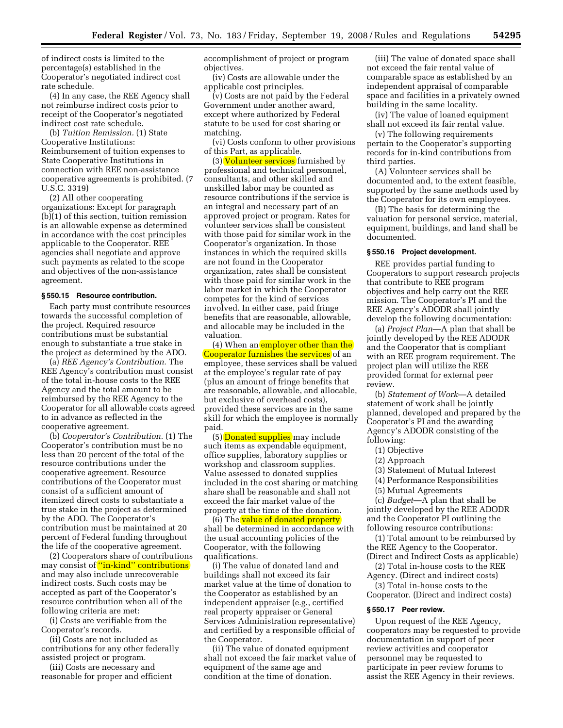of indirect costs is limited to the percentage(s) established in the Cooperator's negotiated indirect cost rate schedule.

(4) In any case, the REE Agency shall not reimburse indirect costs prior to receipt of the Cooperator's negotiated indirect cost rate schedule.

(b) *Tuition Remission.* (1) State Cooperative Institutions: Reimbursement of tuition expenses to State Cooperative Institutions in connection with REE non-assistance cooperative agreements is prohibited. (7 U.S.C. 3319)

(2) All other cooperating organizations: Except for paragraph (b)(1) of this section, tuition remission is an allowable expense as determined in accordance with the cost principles applicable to the Cooperator. REE agencies shall negotiate and approve such payments as related to the scope and objectives of the non-assistance agreement.

### § 550.15 Resource contribution.

Each party must contribute resources towards the successful completion of the project. Required resource contributions must be substantial enough to substantiate a true stake in the project as determined by the ADO.

(a) *REE Agency's Contribution.* The REE Agency's contribution must consist of the total in-house costs to the REE Agency and the total amount to be reimbursed by the REE Agency to the Cooperator for all allowable costs agreed to in advance as reflected in the cooperative agreement.

(b) *Cooperator's Contribution.* (1) The Cooperator's contribution must be no less than 20 percent of the total of the resource contributions under the cooperative agreement. Resource contributions of the Cooperator must consist of a sufficient amount of itemized direct costs to substantiate a true stake in the project as determined by the ADO. The Cooperator's contribution must be maintained at 20 percent of Federal funding throughout the life of the cooperative agreement.

(2) Cooperators share of contributions may consist of "in-kind" contributions and may also include unrecoverable indirect costs. Such costs may be accepted as part of the Cooperator's resource contribution when all of the following criteria are met:

(i) Costs are verifiable from the Cooperator's records.

(ii) Costs are not included as contributions for any other federally assisted project or program.

(iii) Costs are necessary and reasonable for proper and efficient accomplishment of project or program objectives.

(iv) Costs are allowable under the applicable cost principles.

(v) Costs are not paid by the Federal Government under another award, except where authorized by Federal statute to be used for cost sharing or matching.

(vi) Costs conform to other provisions of this Part, as applicable.

(3) Volunteer services furnished by professional and technical personnel, consultants, and other skilled and unskilled labor may be counted as resource contributions if the service is an integral and necessary part of an approved project or program. Rates for volunteer services shall be consistent with those paid for similar work in the Cooperator's organization. In those instances in which the required skills are not found in the Cooperator organization, rates shall be consistent with those paid for similar work in the labor market in which the Cooperator competes for the kind of services involved. In either case, paid fringe benefits that are reasonable, allowable, and allocable may be included in the valuation.

(4) When an employer other than the Cooperator furnishes the services of an employee, these services shall be valued at the employee's regular rate of pay (plus an amount of fringe benefits that are reasonable, allowable, and allocable, but exclusive of overhead costs), provided these services are in the same skill for which the employee is normally paid.

(5) Donated supplies may include such items as expendable equipment, office supplies, laboratory supplies or workshop and classroom supplies. Value assessed to donated supplies included in the cost sharing or matching share shall be reasonable and shall not exceed the fair market value of the property at the time of the donation.

(6) The value of donated property shall be determined in accordance with the usual accounting policies of the Cooperator, with the following qualifications.

(i) The value of donated land and buildings shall not exceed its fair market value at the time of donation to the Cooperator as established by an independent appraiser (e.g., certified real property appraiser or General Services Administration representative) and certified by a responsible official of the Cooperator.

(ii) The value of donated equipment shall not exceed the fair market value of equipment of the same age and condition at the time of donation.

(iii) The value of donated space shall not exceed the fair rental value of comparable space as established by an independent appraisal of comparable space and facilities in a privately owned building in the same locality.

(iv) The value of loaned equipment shall not exceed its fair rental value.

(v) The following requirements pertain to the Cooperator's supporting records for in-kind contributions from third parties.

(A) Volunteer services shall be documented and, to the extent feasible, supported by the same methods used by the Cooperator for its own employees.

(B) The basis for determining the valuation for personal service, material, equipment, buildings, and land shall be documented.

### § 550.16 Project development.

REE provides partial funding to Cooperators to support research projects that contribute to REE program objectives and help carry out the REE mission. The Cooperator's PI and the REE Agency's ADODR shall jointly develop the following documentation:

(a) *Project Plan*—A plan that shall be jointly developed by the REE ADODR and the Cooperator that is compliant with an REE program requirement. The project plan will utilize the REE provided format for external peer review.

(b) *Statement of Work*—A detailed statement of work shall be jointly planned, developed and prepared by the Cooperator's PI and the awarding Agency's ADODR consisting of the following:

(1) Objective

(2) Approach

(3) Statement of Mutual Interest

(4) Performance Responsibilities

(5) Mutual Agreements

(c) *Budget*—A plan that shall be jointly developed by the REE ADODR and the Cooperator PI outlining the following resource contributions:

(1) Total amount to be reimbursed by the REE Agency to the Cooperator. (Direct and Indirect Costs as applicable)

(2) Total in-house costs to the REE Agency. (Direct and indirect costs)

(3) Total in-house costs to the Cooperator. (Direct and indirect costs)

### § 550.17 Peer review.

Upon request of the REE Agency, cooperators may be requested to provide documentation in support of peer review activities and cooperator personnel may be requested to participate in peer review forums to assist the REE Agency in their reviews.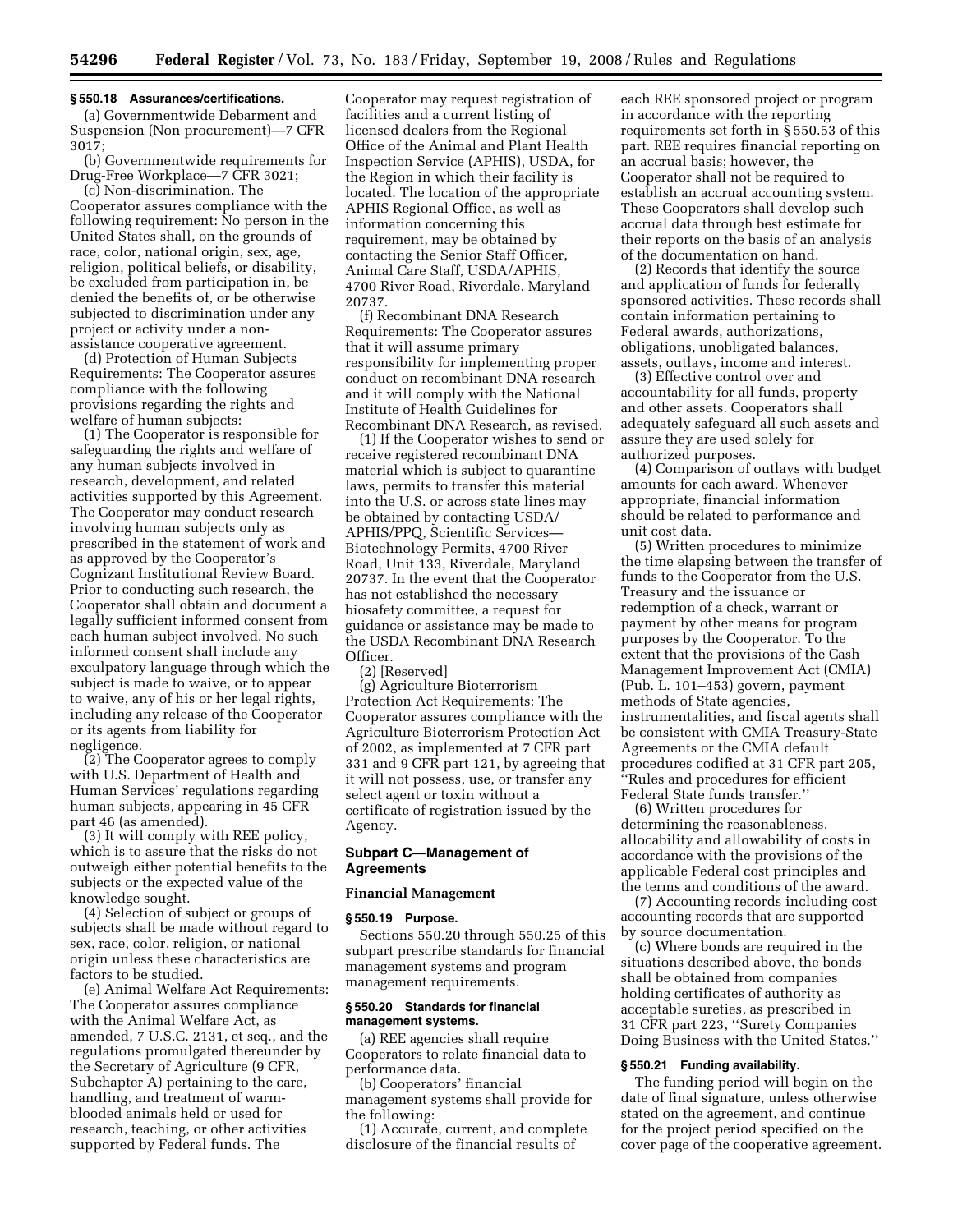### § 550.18 Assurances/certifications.

(a) Governmentwide Debarment and Suspension (Non procurement)—7 CFR 3017;

(b) Governmentwide requirements for Drug-Free Workplace—7 CFR 3021;

(c) Non-discrimination. The Cooperator assures compliance with the following requirement: No person in the United States shall, on the grounds of race, color, national origin, sex, age, religion, political beliefs, or disability, be excluded from participation in, be denied the benefits of, or be otherwise subjected to discrimination under any project or activity under a non-assistance cooperative agreement.

(d) Protection of Human Subjects Requirements: The Cooperator assures compliance with the following provisions regarding the rights and welfare of human subjects:

(1) The Cooperator is responsible for safeguarding the rights and welfare of any human subjects involved in research, development, and related activities supported by this Agreement. The Cooperator may conduct research involving human subjects only as prescribed in the statement of work and as approved by the Cooperator's Cognizant Institutional Review Board. Prior to conducting such research, the Cooperator shall obtain and document a legally sufficient informed consent from each human subject involved. No such informed consent shall include any exculpatory language through which the subject is made to waive, or to appear to waive, any of his or her legal rights, including any release of the Cooperator or its agents from liability for negligence.

(2) The Cooperator agrees to comply with U.S. Department of Health and Human Services' regulations regarding human subjects, appearing in 45 CFR part 46 (as amended).

(3) It will comply with REE policy, which is to assure that the risks do not outweigh either potential benefits to the subjects or the expected value of the knowledge sought.

(4) Selection of subject or groups of subjects shall be made without regard to sex, race, color, religion, or national origin unless these characteristics are factors to be studied.

(e) Animal Welfare Act Requirements: The Cooperator assures compliance with the Animal Welfare Act, as amended, 7 U.S.C. 2131, et seq., and the regulations promulgated thereunder by the Secretary of Agriculture (9 CFR, Subchapter A) pertaining to the care, handling, and treatment of warm-blooded animals held or used for research, teaching, or other activities supported by Federal funds. The Cooperator may request registration of facilities and a current listing of licensed dealers from the Regional Office of the Animal and Plant Health Inspection Service (APHIS), USDA, for the Region in which their facility is located. The location of the appropriate APHIS Regional Office, as well as information concerning this requirement, may be obtained by contacting the Senior Staff Officer, Animal Care Staff, USDA/APHIS, 4700 River Road, Riverdale, Maryland 20737.

(f) Recombinant DNA Research Requirements: The Cooperator assures that it will assume primary responsibility for implementing proper conduct on recombinant DNA research and it will comply with the National Institute of Health Guidelines for Recombinant DNA Research, as revised.

(1) If the Cooperator wishes to send or receive registered recombinant DNA material which is subject to quarantine laws, permits to transfer this material into the U.S. or across state lines may be obtained by contacting USDA/APHIS/PPQ, Scientific Services—Biotechnology Permits, 4700 River Road, Unit 133, Riverdale, Maryland 20737. In the event that the Cooperator has not established the necessary biosafety committee, a request for guidance or assistance may be made to the USDA Recombinant DNA Research Officer.

(2) [Reserved]

(g) Agriculture Bioterrorism Protection Act Requirements: The Cooperator assures compliance with the Agriculture Bioterrorism Protection Act of 2002, as implemented at 7 CFR part 331 and 9 CFR part 121, by agreeing that it will not possess, use, or transfer any select agent or toxin without a certificate of registration issued by the Agency.

## Subpart C—Management of Agreements

### Financial Management

### § 550.19 Purpose.

Sections 550.20 through 550.25 of this subpart prescribe standards for financial management systems and program management requirements.

### § 550.20 Standards for financial management systems.

(a) REE agencies shall require Cooperators to relate financial data to performance data.

(b) Cooperators' financial management systems shall provide for the following:

(1) Accurate, current, and complete disclosure of the financial results of each REE sponsored project or program in accordance with the reporting requirements set forth in § 550.53 of this part. REE requires financial reporting on an accrual basis; however, the Cooperator shall not be required to establish an accrual accounting system. These Cooperators shall develop such accrual data through best estimate for their reports on the basis of an analysis of the documentation on hand.

(2) Records that identify the source and application of funds for federally sponsored activities. These records shall contain information pertaining to Federal awards, authorizations, obligations, unobligated balances, assets, outlays, income and interest.

(3) Effective control over and accountability for all funds, property and other assets. Cooperators shall adequately safeguard all such assets and assure they are used solely for authorized purposes.

(4) Comparison of outlays with budget amounts for each award. Whenever appropriate, financial information should be related to performance and unit cost data.

(5) Written procedures to minimize the time elapsing between the transfer of funds to the Cooperator from the U.S. Treasury and the issuance or redemption of a check, warrant or payment by other means for program purposes by the Cooperator. To the extent that the provisions of the Cash Management Improvement Act (CMIA) (Pub. L. 101–453) govern, payment methods of State agencies, instrumentalities, and fiscal agents shall be consistent with CMIA Treasury-State Agreements or the CMIA default procedures codified at 31 CFR part 205, "Rules and procedures for efficient Federal State funds transfer."

(6) Written procedures for determining the reasonableness, allocability and allowability of costs in accordance with the provisions of the applicable Federal cost principles and the terms and conditions of the award.

(7) Accounting records including cost accounting records that are supported by source documentation.

(c) Where bonds are required in the situations described above, the bonds shall be obtained from companies holding certificates of authority as acceptable sureties, as prescribed in 31 CFR part 223, "Surety Companies Doing Business with the United States."

### § 550.21 Funding availability.

The funding period will begin on the date of final signature, unless otherwise stated on the agreement, and continue for the project period specified on the cover page of the cooperative agreement.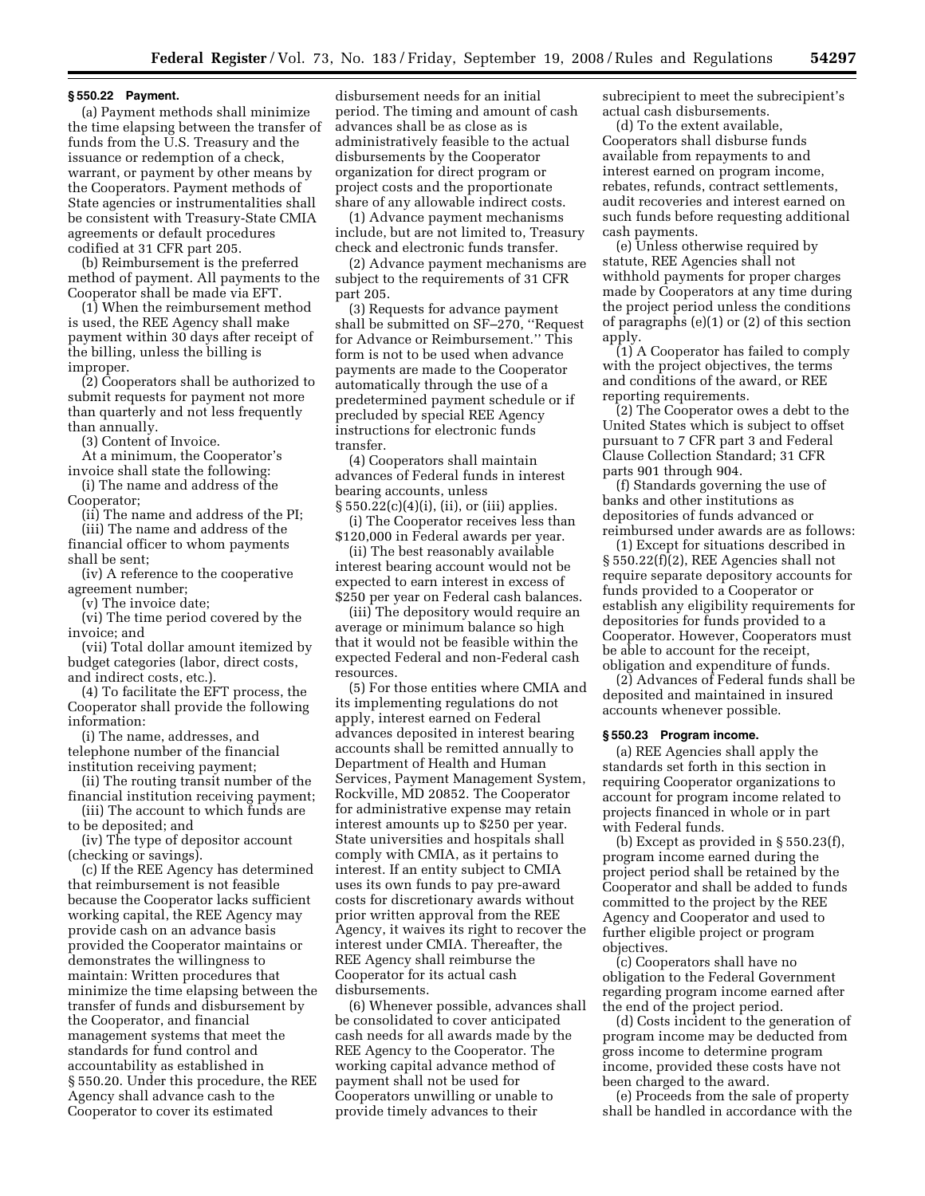### § 550.22 Payment.

(a) Payment methods shall minimize the time elapsing between the transfer of funds from the U.S. Treasury and the issuance or redemption of a check, warrant, or payment by other means by the Cooperators. Payment methods of State agencies or instrumentalities shall be consistent with Treasury-State CMIA agreements or default procedures codified at 31 CFR part 205.

(b) Reimbursement is the preferred method of payment. All payments to the Cooperator shall be made via EFT.

(1) When the reimbursement method is used, the REE Agency shall make payment within 30 days after receipt of the billing, unless the billing is improper.

(2) Cooperators shall be authorized to submit requests for payment not more than quarterly and not less frequently than annually.

(3) Content of Invoice.

At a minimum, the Cooperator's invoice shall state the following:

(i) The name and address of the Cooperator;

(ii) The name and address of the PI;

(iii) The name and address of the financial officer to whom payments shall be sent;

(iv) A reference to the cooperative agreement number;

(v) The invoice date;

(vi) The time period covered by the invoice; and

(vii) Total dollar amount itemized by budget categories (labor, direct costs, and indirect costs, etc.).

(4) To facilitate the EFT process, the Cooperator shall provide the following information:

(i) The name, addresses, and telephone number of the financial institution receiving payment;

(ii) The routing transit number of the financial institution receiving payment;

(iii) The account to which funds are to be deposited; and

(iv) The type of depositor account (checking or savings).

(c) If the REE Agency has determined that reimbursement is not feasible because the Cooperator lacks sufficient working capital, the REE Agency may provide cash on an advance basis provided the Cooperator maintains or demonstrates the willingness to maintain: Written procedures that minimize the time elapsing between the transfer of funds and disbursement by the Cooperator, and financial management systems that meet the standards for fund control and accountability as established in § 550.20. Under this procedure, the REE Agency shall advance cash to the Cooperator to cover its estimated disbursement needs for an initial period. The timing and amount of cash advances shall be as close as is administratively feasible to the actual disbursements by the Cooperator organization for direct program or project costs and the proportionate share of any allowable indirect costs.

(1) Advance payment mechanisms include, but are not limited to, Treasury check and electronic funds transfer.

(2) Advance payment mechanisms are subject to the requirements of 31 CFR part 205.

(3) Requests for advance payment shall be submitted on SF–270, "Request for Advance or Reimbursement." This form is not to be used when advance payments are made to the Cooperator automatically through the use of a predetermined payment schedule or if precluded by special REE Agency instructions for electronic funds transfer.

(4) Cooperators shall maintain advances of Federal funds in interest bearing accounts, unless § 550.22(c)(4)(i), (ii), or (iii) applies.

(i) The Cooperator receives less than $120,000 in Federal awards per year.

(ii) The best reasonably available interest bearing account would not be expected to earn interest in excess of $250 per year on Federal cash balances.

(iii) The depository would require an average or minimum balance so high that it would not be feasible within the expected Federal and non-Federal cash resources.

(5) For those entities where CMIA and its implementing regulations do not apply, interest earned on Federal advances deposited in interest bearing accounts shall be remitted annually to Department of Health and Human Services, Payment Management System, Rockville, MD 20852. The Cooperator for administrative expense may retain interest amounts up to $250 per year. State universities and hospitals shall comply with CMIA, as it pertains to interest. If an entity subject to CMIA uses its own funds to pay pre-award costs for discretionary awards without prior written approval from the REE Agency, it waives its right to recover the interest under CMIA. Thereafter, the REE Agency shall reimburse the Cooperator for its actual cash disbursements.

(6) Whenever possible, advances shall be consolidated to cover anticipated cash needs for all awards made by the REE Agency to the Cooperator. The working capital advance method of payment shall not be used for Cooperators unwilling or unable to provide timely advances to their subrecipient to meet the subrecipient's actual cash disbursements.

(d) To the extent available, Cooperators shall disburse funds available from repayments to and interest earned on program income, rebates, refunds, contract settlements, audit recoveries and interest earned on such funds before requesting additional cash payments.

(e) Unless otherwise required by statute, REE Agencies shall not withhold payments for proper charges made by Cooperators at any time during the project period unless the conditions of paragraphs (e)(1) or (2) of this section apply.

(1) A Cooperator has failed to comply with the project objectives, the terms and conditions of the award, or REE reporting requirements.

(2) The Cooperator owes a debt to the United States which is subject to offset pursuant to 7 CFR part 3 and Federal Clause Collection Standard; 31 CFR parts 901 through 904.

(f) Standards governing the use of banks and other institutions as depositories of funds advanced or reimbursed under awards are as follows:

(1) Except for situations described in § 550.22(f)(2), REE Agencies shall not require separate depository accounts for funds provided to a Cooperator or establish any eligibility requirements for depositories for funds provided to a Cooperator. However, Cooperators must be able to account for the receipt, obligation and expenditure of funds.

(2) Advances of Federal funds shall be deposited and maintained in insured accounts whenever possible.

### § 550.23 Program income.

(a) REE Agencies shall apply the standards set forth in this section in requiring Cooperator organizations to account for program income related to projects financed in whole or in part with Federal funds.

(b) Except as provided in § 550.23(f), program income earned during the project period shall be retained by the Cooperator and shall be added to funds committed to the project by the REE Agency and Cooperator and used to further eligible project or program objectives.

(c) Cooperators shall have no obligation to the Federal Government regarding program income earned after the end of the project period.

(d) Costs incident to the generation of program income may be deducted from gross income to determine program income, provided these costs have not been charged to the award.

(e) Proceeds from the sale of property shall be handled in accordance with the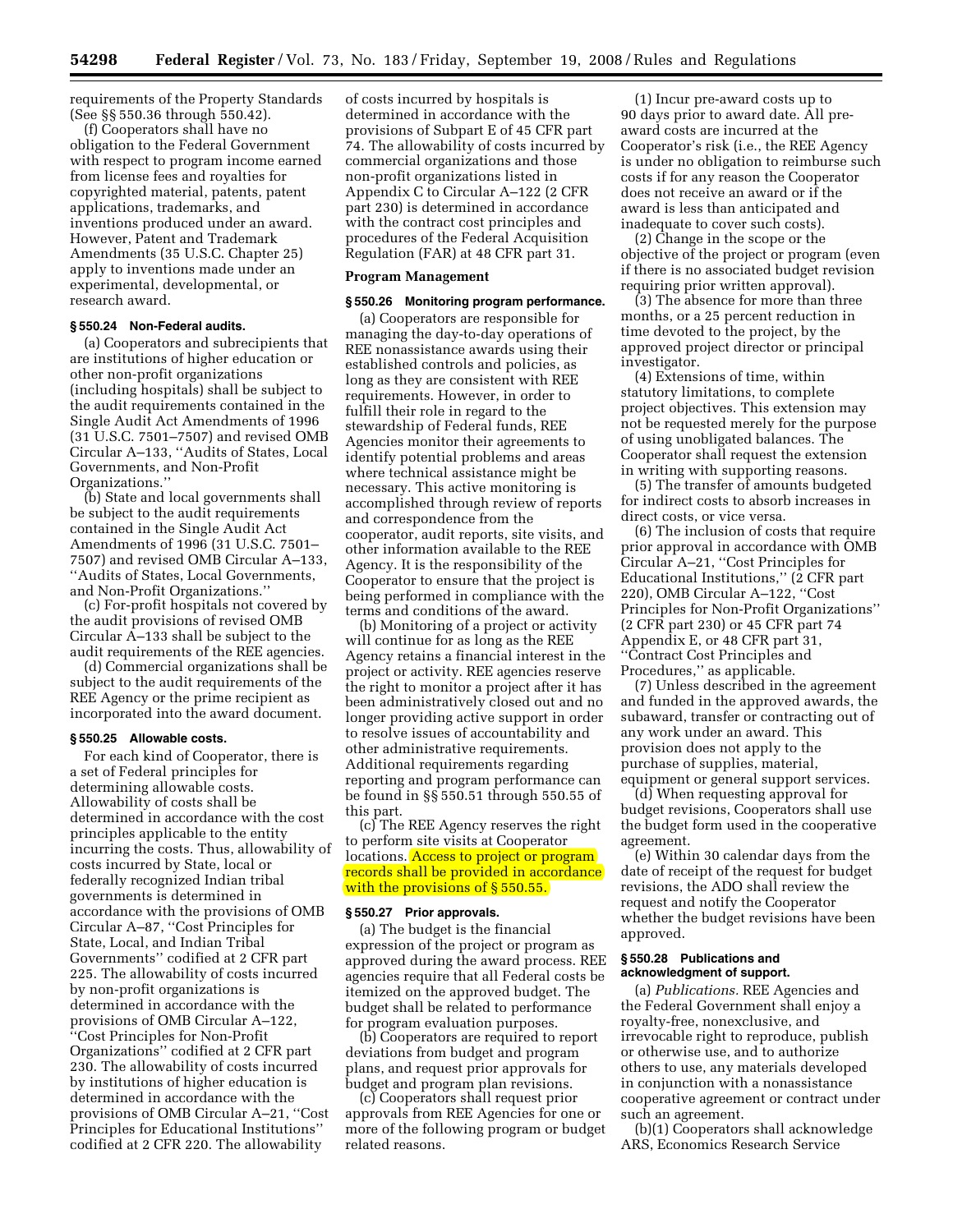requirements of the Property Standards (See §§ 550.36 through 550.42).

(f) Cooperators shall have no obligation to the Federal Government with respect to program income earned from license fees and royalties for copyrighted material, patents, patent applications, trademarks, and inventions produced under an award. However, Patent and Trademark Amendments (35 U.S.C. Chapter 25) apply to inventions made under an experimental, developmental, or research award.

### § 550.24 Non-Federal audits.

(a) Cooperators and subrecipients that are institutions of higher education or other non-profit organizations (including hospitals) shall be subject to the audit requirements contained in the Single Audit Act Amendments of 1996 (31 U.S.C. 7501–7507) and revised OMB Circular A–133, ''Audits of States, Local Governments, and Non-Profit Organizations.''

(b) State and local governments shall be subject to the audit requirements contained in the Single Audit Act Amendments of 1996 (31 U.S.C. 7501–7507) and revised OMB Circular A–133, ''Audits of States, Local Governments, and Non-Profit Organizations.''

(c) For-profit hospitals not covered by the audit provisions of revised OMB Circular A–133 shall be subject to the audit requirements of the REE agencies.

(d) Commercial organizations shall be subject to the audit requirements of the REE Agency or the prime recipient as incorporated into the award document.

### § 550.25 Allowable costs.

For each kind of Cooperator, there is a set of Federal principles for determining allowable costs. Allowability of costs shall be determined in accordance with the cost principles applicable to the entity incurring the costs. Thus, allowability of costs incurred by State, local or federally recognized Indian tribal governments is determined in accordance with the provisions of OMB Circular A–87, ''Cost Principles for State, Local, and Indian Tribal Governments'' codified at 2 CFR part 225. The allowability of costs incurred by non-profit organizations is determined in accordance with the provisions of OMB Circular A–122, ''Cost Principles for Non-Profit Organizations'' codified at 2 CFR part 230. The allowability of costs incurred by institutions of higher education is determined in accordance with the provisions of OMB Circular A–21, ''Cost Principles for Educational Institutions'' codified at 2 CFR 220. The allowability of costs incurred by hospitals is determined in accordance with the provisions of Subpart E of 45 CFR part 74. The allowability of costs incurred by commercial organizations and those non-profit organizations listed in Appendix C to Circular A–122 (2 CFR part 230) is determined in accordance with the contract cost principles and procedures of the Federal Acquisition Regulation (FAR) at 48 CFR part 31.

## Program Management

### § 550.26 Monitoring program performance.

(a) Cooperators are responsible for managing the day-to-day operations of REE nonassistance awards using their established controls and policies, as long as they are consistent with REE requirements. However, in order to fulfill their role in regard to the stewardship of Federal funds, REE Agencies monitor their agreements to identify potential problems and areas where technical assistance might be necessary. This active monitoring is accomplished through review of reports and correspondence from the cooperator, audit reports, site visits, and other information available to the REE Agency. It is the responsibility of the Cooperator to ensure that the project is being performed in compliance with the terms and conditions of the award.

(b) Monitoring of a project or activity will continue for as long as the REE Agency retains a financial interest in the project or activity. REE agencies reserve the right to monitor a project after it has been administratively closed out and no longer providing active support in order to resolve issues of accountability and other administrative requirements. Additional requirements regarding reporting and program performance can be found in §§ 550.51 through 550.55 of this part.

(c) The REE Agency reserves the right to perform site visits at Cooperator locations. Access to project or program records shall be provided in accordance with the provisions of § 550.55.

### § 550.27 Prior approvals.

(a) The budget is the financial expression of the project or program as approved during the award process. REE agencies require that all Federal costs be itemized on the approved budget. The budget shall be related to performance for program evaluation purposes.

(b) Cooperators are required to report deviations from budget and program plans, and request prior approvals for budget and program plan revisions.

(c) Cooperators shall request prior approvals from REE Agencies for one or more of the following program or budget related reasons.

(1) Incur pre-award costs up to 90 days prior to award date. All pre-award costs are incurred at the Cooperator's risk (i.e., the REE Agency is under no obligation to reimburse such costs if for any reason the Cooperator does not receive an award or if the award is less than anticipated and inadequate to cover such costs).

(2) Change in the scope or the objective of the project or program (even if there is no associated budget revision requiring prior written approval).

(3) The absence for more than three months, or a 25 percent reduction in time devoted to the project, by the approved project director or principal investigator.

(4) Extensions of time, within statutory limitations, to complete project objectives. This extension may not be requested merely for the purpose of using unobligated balances. The Cooperator shall request the extension in writing with supporting reasons.

(5) The transfer of amounts budgeted for indirect costs to absorb increases in direct costs, or vice versa.

(6) The inclusion of costs that require prior approval in accordance with OMB Circular A–21, ''Cost Principles for Educational Institutions,'' (2 CFR part 220), OMB Circular A–122, ''Cost Principles for Non-Profit Organizations'' (2 CFR part 230) or 45 CFR part 74 Appendix E, or 48 CFR part 31, ''Contract Cost Principles and Procedures,'' as applicable.

(7) Unless described in the agreement and funded in the approved awards, the subaward, transfer or contracting out of any work under an award. This provision does not apply to the purchase of supplies, material, equipment or general support services.

(d) When requesting approval for budget revisions, Cooperators shall use the budget form used in the cooperative agreement.

(e) Within 30 calendar days from the date of receipt of the request for budget revisions, the ADO shall review the request and notify the Cooperator whether the budget revisions have been approved.

### § 550.28 Publications and acknowledgment of support.

(a) *Publications.* REE Agencies and the Federal Government shall enjoy a royalty-free, nonexclusive, and irrevocable right to reproduce, publish or otherwise use, and to authorize others to use, any materials developed in conjunction with a nonassistance cooperative agreement or contract under such an agreement.

(b)(1) Cooperators shall acknowledge ARS, Economics Research Service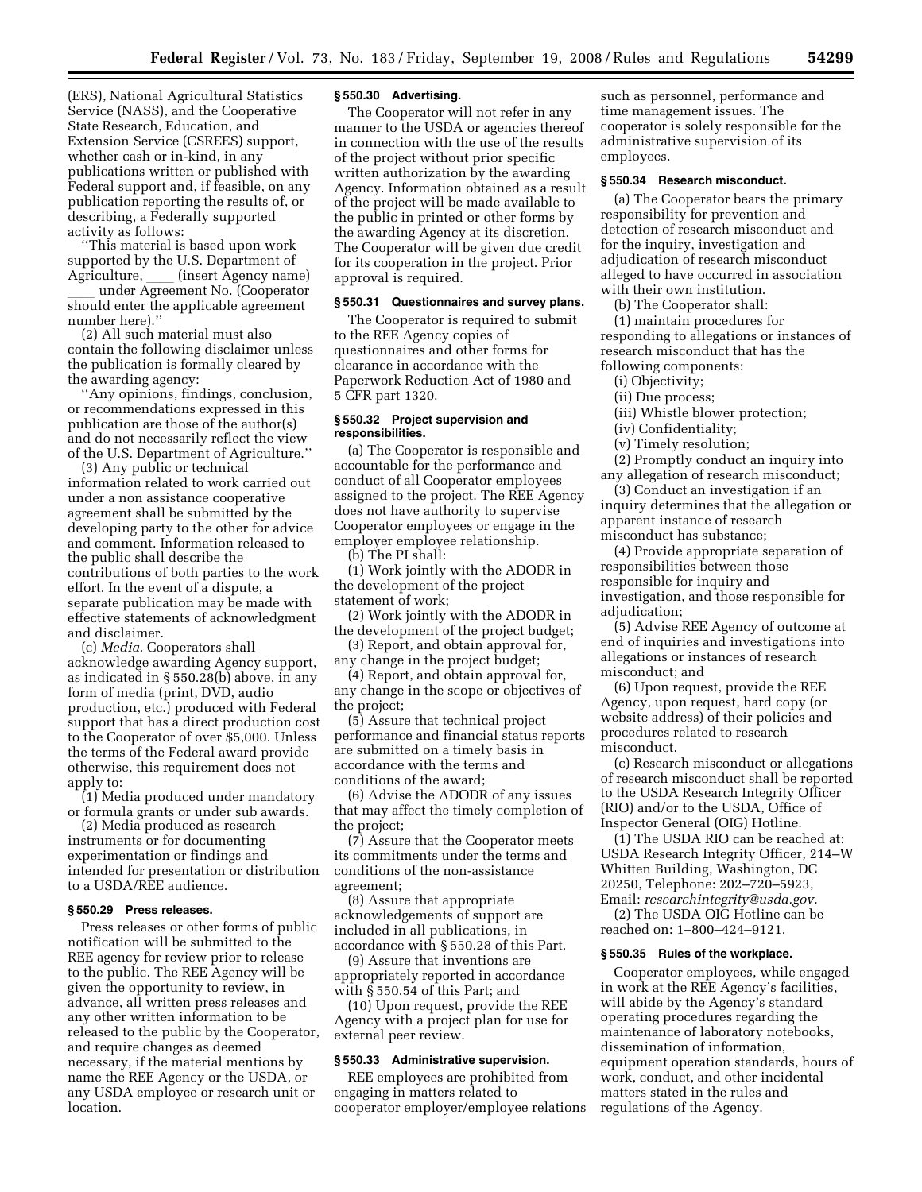(ERS), National Agricultural Statistics Service (NASS), and the Cooperative State Research, Education, and Extension Service (CSREES) support, whether cash or in-kind, in any publications written or published with Federal support and, if feasible, on any publication reporting the results of, or describing, a Federally supported activity as follows:

''This material is based upon work supported by the U.S. Department of Agriculture, ____ (insert Agency name) ____ under Agreement No. (Cooperator should enter the applicable agreement number here).''

(2) All such material must also contain the following disclaimer unless the publication is formally cleared by the awarding agency:

''Any opinions, findings, conclusion, or recommendations expressed in this publication are those of the author(s) and do not necessarily reflect the view of the U.S. Department of Agriculture.''

(3) Any public or technical information related to work carried out under a non assistance cooperative agreement shall be submitted by the developing party to the other for advice and comment. Information released to the public shall describe the contributions of both parties to the work effort. In the event of a dispute, a separate publication may be made with effective statements of acknowledgment and disclaimer.

(c) *Media.* Cooperators shall acknowledge awarding Agency support, as indicated in § 550.28(b) above, in any form of media (print, DVD, audio production, etc.) produced with Federal support that has a direct production cost to the Cooperator of over $5,000. Unless the terms of the Federal award provide otherwise, this requirement does not apply to:

(1) Media produced under mandatory or formula grants or under sub awards.

(2) Media produced as research instruments or for documenting experimentation or findings and intended for presentation or distribution to a USDA/REE audience.

### § 550.29 Press releases.

Press releases or other forms of public notification will be submitted to the REE agency for review prior to release to the public. The REE Agency will be given the opportunity to review, in advance, all written press releases and any other written information to be released to the public by the Cooperator, and require changes as deemed necessary, if the material mentions by name the REE Agency or the USDA, or any USDA employee or research unit or location.

### § 550.30 Advertising.

The Cooperator will not refer in any manner to the USDA or agencies thereof in connection with the use of the results of the project without prior specific written authorization by the awarding Agency. Information obtained as a result of the project will be made available to the public in printed or other forms by the awarding Agency at its discretion. The Cooperator will be given due credit for its cooperation in the project. Prior approval is required.

### § 550.31 Questionnaires and survey plans.

The Cooperator is required to submit to the REE Agency copies of questionnaires and other forms for clearance in accordance with the Paperwork Reduction Act of 1980 and 5 CFR part 1320.

### § 550.32 Project supervision and responsibilities.

(a) The Cooperator is responsible and accountable for the performance and conduct of all Cooperator employees assigned to the project. The REE Agency does not have authority to supervise Cooperator employees or engage in the employer employee relationship.

(b) The PI shall:

(1) Work jointly with the ADODR in the development of the project statement of work;

(2) Work jointly with the ADODR in the development of the project budget;

(3) Report, and obtain approval for, any change in the project budget;

(4) Report, and obtain approval for, any change in the scope or objectives of the project;

(5) Assure that technical project performance and financial status reports are submitted on a timely basis in accordance with the terms and conditions of the award;

(6) Advise the ADODR of any issues that may affect the timely completion of the project;

(7) Assure that the Cooperator meets its commitments under the terms and conditions of the non-assistance agreement;

(8) Assure that appropriate acknowledgements of support are included in all publications, in accordance with § 550.28 of this Part;

(9) Assure that inventions are appropriately reported in accordance with § 550.54 of this Part; and

(10) Upon request, provide the REE Agency with a project plan for use for external peer review.

### § 550.33 Administrative supervision.

REE employees are prohibited from engaging in matters related to cooperator employer/employee relations such as personnel, performance and time management issues. The cooperator is solely responsible for the administrative supervision of its employees.

### § 550.34 Research misconduct.

(a) The Cooperator bears the primary responsibility for prevention and detection of research misconduct and for the inquiry, investigation and adjudication of research misconduct alleged to have occurred in association with their own institution.

(b) The Cooperator shall:

(1) maintain procedures for responding to allegations or instances of research misconduct that has the following components:

(i) Objectivity;

(ii) Due process;

(iii) Whistle blower protection;

(iv) Confidentiality;

(v) Timely resolution;

(2) Promptly conduct an inquiry into any allegation of research misconduct;

(3) Conduct an investigation if an inquiry determines that the allegation or apparent instance of research misconduct has substance;

(4) Provide appropriate separation of responsibilities between those responsible for inquiry and investigation, and those responsible for adjudication;

(5) Advise REE Agency of outcome at end of inquiries and investigations into allegations or instances of research misconduct; and

(6) Upon request, provide the REE Agency, upon request, hard copy (or website address) of their policies and procedures related to research misconduct.

(c) Research misconduct or allegations of research misconduct shall be reported to the USDA Research Integrity Officer (RIO) and/or to the USDA, Office of Inspector General (OIG) Hotline.

(1) The USDA RIO can be reached at: USDA Research Integrity Officer, 214–W Whitten Building, Washington, DC 20250, Telephone: 202–720–5923, Email: *researchintegrity@usda.gov.*

(2) The USDA OIG Hotline can be reached on: 1–800–424–9121.

### § 550.35 Rules of the workplace.

Cooperator employees, while engaged in work at the REE Agency's facilities, will abide by the Agency's standard operating procedures regarding the maintenance of laboratory notebooks, dissemination of information, equipment operation standards, hours of work, conduct, and other incidental matters stated in the rules and regulations of the Agency.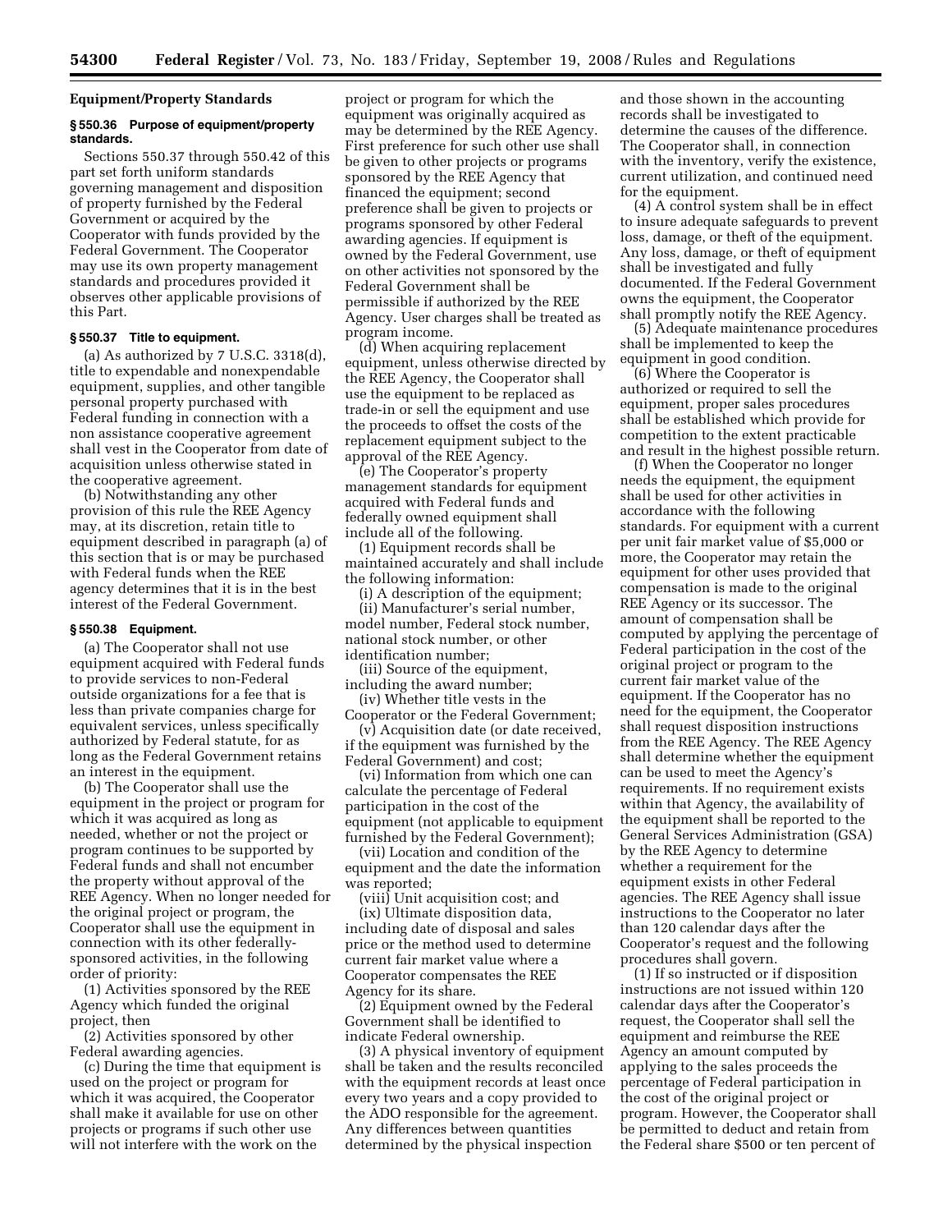## Equipment/Property Standards

### § 550.36 Purpose of equipment/property standards.

Sections 550.37 through 550.42 of this part set forth uniform standards governing management and disposition of property furnished by the Federal Government or acquired by the Cooperator with funds provided by the Federal Government. The Cooperator may use its own property management standards and procedures provided it observes other applicable provisions of this Part.

### § 550.37 Title to equipment.

(a) As authorized by 7 U.S.C. 3318(d), title to expendable and nonexpendable equipment, supplies, and other tangible personal property purchased with Federal funding in connection with a non assistance cooperative agreement shall vest in the Cooperator from date of acquisition unless otherwise stated in the cooperative agreement.

(b) Notwithstanding any other provision of this rule the REE Agency may, at its discretion, retain title to equipment described in paragraph (a) of this section that is or may be purchased with Federal funds when the REE agency determines that it is in the best interest of the Federal Government.

### § 550.38 Equipment.

(a) The Cooperator shall not use equipment acquired with Federal funds to provide services to non-Federal outside organizations for a fee that is less than private companies charge for equivalent services, unless specifically authorized by Federal statute, for as long as the Federal Government retains an interest in the equipment.

(b) The Cooperator shall use the equipment in the project or program for which it was acquired as long as needed, whether or not the project or program continues to be supported by Federal funds and shall not encumber the property without approval of the REE Agency. When no longer needed for the original project or program, the Cooperator shall use the equipment in connection with its other federally-sponsored activities, in the following order of priority:

(1) Activities sponsored by the REE Agency which funded the original project, then

(2) Activities sponsored by other Federal awarding agencies.

(c) During the time that equipment is used on the project or program for which it was acquired, the Cooperator shall make it available for use on other projects or programs if such other use will not interfere with the work on the project or program for which the equipment was originally acquired as may be determined by the REE Agency. First preference for such other use shall be given to other projects or programs sponsored by the REE Agency that financed the equipment; second preference shall be given to projects or programs sponsored by other Federal awarding agencies. If equipment is owned by the Federal Government, use on other activities not sponsored by the Federal Government shall be permissible if authorized by the REE Agency. User charges shall be treated as program income.

(d) When acquiring replacement equipment, unless otherwise directed by the REE Agency, the Cooperator shall use the equipment to be replaced as trade-in or sell the equipment and use the proceeds to offset the costs of the replacement equipment subject to the approval of the REE Agency.

(e) The Cooperator's property management standards for equipment acquired with Federal funds and federally owned equipment shall include all of the following.

(1) Equipment records shall be maintained accurately and shall include the following information:

(i) A description of the equipment;

(ii) Manufacturer's serial number, model number, Federal stock number, national stock number, or other identification number;

(iii) Source of the equipment, including the award number;

(iv) Whether title vests in the Cooperator or the Federal Government;

(v) Acquisition date (or date received, if the equipment was furnished by the Federal Government) and cost;

(vi) Information from which one can calculate the percentage of Federal participation in the cost of the equipment (not applicable to equipment furnished by the Federal Government);

(vii) Location and condition of the equipment and the date the information was reported;

(viii) Unit acquisition cost; and

(ix) Ultimate disposition data, including date of disposal and sales price or the method used to determine current fair market value where a Cooperator compensates the REE Agency for its share.

(2) Equipment owned by the Federal Government shall be identified to indicate Federal ownership.

(3) A physical inventory of equipment shall be taken and the results reconciled with the equipment records at least once every two years and a copy provided to the ADO responsible for the agreement. Any differences between quantities determined by the physical inspection and those shown in the accounting records shall be investigated to determine the causes of the difference. The Cooperator shall, in connection with the inventory, verify the existence, current utilization, and continued need for the equipment.

(4) A control system shall be in effect to insure adequate safeguards to prevent loss, damage, or theft of the equipment. Any loss, damage, or theft of equipment shall be investigated and fully documented. If the Federal Government owns the equipment, the Cooperator shall promptly notify the REE Agency.

(5) Adequate maintenance procedures shall be implemented to keep the equipment in good condition.

(6) Where the Cooperator is authorized or required to sell the equipment, proper sales procedures shall be established which provide for competition to the extent practicable and result in the highest possible return.

(f) When the Cooperator no longer needs the equipment, the equipment shall be used for other activities in accordance with the following standards. For equipment with a current per unit fair market value of $5,000 or more, the Cooperator may retain the equipment for other uses provided that compensation is made to the original REE Agency or its successor. The amount of compensation shall be computed by applying the percentage of Federal participation in the cost of the original project or program to the current fair market value of the equipment. If the Cooperator has no need for the equipment, the Cooperator shall request disposition instructions from the REE Agency. The REE Agency shall determine whether the equipment can be used to meet the Agency's requirements. If no requirement exists within that Agency, the availability of the equipment shall be reported to the General Services Administration (GSA) by the REE Agency to determine whether a requirement for the equipment exists in other Federal agencies. The REE Agency shall issue instructions to the Cooperator no later than 120 calendar days after the Cooperator's request and the following procedures shall govern.

(1) If so instructed or if disposition instructions are not issued within 120 calendar days after the Cooperator's request, the Cooperator shall sell the equipment and reimburse the REE Agency an amount computed by applying to the sales proceeds the percentage of Federal participation in the cost of the original project or program. However, the Cooperator shall be permitted to deduct and retain from the Federal share $500 or ten percent of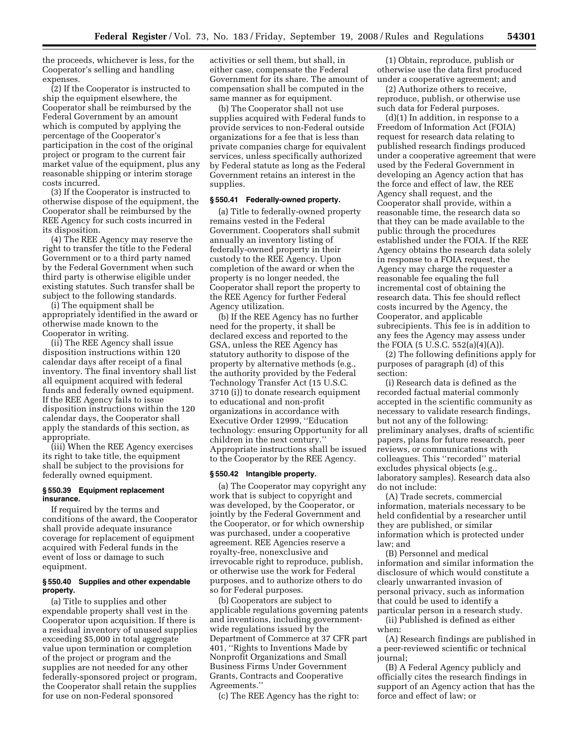the proceeds, whichever is less, for the Cooperator's selling and handling expenses.

(2) If the Cooperator is instructed to ship the equipment elsewhere, the Cooperator shall be reimbursed by the Federal Government by an amount which is computed by applying the percentage of the Cooperator's participation in the cost of the original project or program to the current fair market value of the equipment, plus any reasonable shipping or interim storage costs incurred.

(3) If the Cooperator is instructed to otherwise dispose of the equipment, the Cooperator shall be reimbursed by the REE Agency for such costs incurred in its disposition.

(4) The REE Agency may reserve the right to transfer the title to the Federal Government or to a third party named by the Federal Government when such third party is otherwise eligible under existing statutes. Such transfer shall be subject to the following standards.

(i) The equipment shall be appropriately identified in the award or otherwise made known to the Cooperator in writing.

(ii) The REE Agency shall issue disposition instructions within 120 calendar days after receipt of a final inventory. The final inventory shall list all equipment acquired with federal funds and federally owned equipment. If the REE Agency fails to issue disposition instructions within the 120 calendar days, the Cooperator shall apply the standards of this section, as appropriate.

(iii) When the REE Agency exercises its right to take title, the equipment shall be subject to the provisions for federally owned equipment.

### § 550.39 Equipment replacement insurance.

If required by the terms and conditions of the award, the Cooperator shall provide adequate insurance coverage for replacement of equipment acquired with Federal funds in the event of loss or damage to such equipment.

### § 550.40 Supplies and other expendable property.

(a) Title to supplies and other expendable property shall vest in the Cooperator upon acquisition. If there is a residual inventory of unused supplies exceeding $5,000 in total aggregate value upon termination or completion of the project or program and the supplies are not needed for any other federally-sponsored project or program, the Cooperator shall retain the supplies for use on non-Federal sponsored activities or sell them, but shall, in either case, compensate the Federal Government for its share. The amount of compensation shall be computed in the same manner as for equipment.

(b) The Cooperator shall not use supplies acquired with Federal funds to provide services to non-Federal outside organizations for a fee that is less than private companies charge for equivalent services, unless specifically authorized by Federal statute as long as the Federal Government retains an interest in the supplies.

### § 550.41 Federally-owned property.

(a) Title to federally-owned property remains vested in the Federal Government. Cooperators shall submit annually an inventory listing of federally-owned property in their custody to the REE Agency. Upon completion of the award or when the property is no longer needed, the Cooperator shall report the property to the REE Agency for further Federal Agency utilization.

(b) If the REE Agency has no further need for the property, it shall be declared excess and reported to the GSA, unless the REE Agency has statutory authority to dispose of the property by alternative methods (e.g., the authority provided by the Federal Technology Transfer Act (15 U.S.C. 3710 (i)) to donate research equipment to educational and non-profit organizations in accordance with Executive Order 12999, ''Education technology: ensuring Opportunity for all children in the next century.'' Appropriate instructions shall be issued to the Cooperator by the REE Agency.

### § 550.42 Intangible property.

(a) The Cooperator may copyright any work that is subject to copyright and was developed, by the Cooperator, or jointly by the Federal Government and the Cooperator, or for which ownership was purchased, under a cooperative agreement. REE Agencies reserve a royalty-free, nonexclusive and irrevocable right to reproduce, publish, or otherwise use the work for Federal purposes, and to authorize others to do so for Federal purposes.

(b) Cooperators are subject to applicable regulations governing patents and inventions, including government-wide regulations issued by the Department of Commerce at 37 CFR part 401, ''Rights to Inventions Made by Nonprofit Organizations and Small Business Firms Under Government Grants, Contracts and Cooperative Agreements.''

(c) The REE Agency has the right to:

(1) Obtain, reproduce, publish or otherwise use the data first produced under a cooperative agreement; and

(2) Authorize others to receive, reproduce, publish, or otherwise use such data for Federal purposes.

(d)(1) In addition, in response to a Freedom of Information Act (FOIA) request for research data relating to published research findings produced under a cooperative agreement that were used by the Federal Government in developing an Agency action that has the force and effect of law, the REE Agency shall request, and the Cooperator shall provide, within a reasonable time, the research data so that they can be made available to the public through the procedures established under the FOIA. If the REE Agency obtains the research data solely in response to a FOIA request, the Agency may charge the requester a reasonable fee equaling the full incremental cost of obtaining the research data. This fee should reflect costs incurred by the Agency, the Cooperator, and applicable subrecipients. This fee is in addition to any fees the Agency may assess under the FOIA (5 U.S.C. 552(a)(4)(A)).

(2) The following definitions apply for purposes of paragraph (d) of this section:

(i) Research data is defined as the recorded factual material commonly accepted in the scientific community as necessary to validate research findings, but not any of the following: preliminary analyses, drafts of scientific papers, plans for future research, peer reviews, or communications with colleagues. This ''recorded'' material excludes physical objects (e.g., laboratory samples). Research data also do not include:

(A) Trade secrets, commercial information, materials necessary to be held confidential by a researcher until they are published, or similar information which is protected under law; and

(B) Personnel and medical information and similar information the disclosure of which would constitute a clearly unwarranted invasion of personal privacy, such as information that could be used to identify a particular person in a research study.

(ii) Published is defined as either when:

(A) Research findings are published in a peer-reviewed scientific or technical journal;

(B) A Federal Agency publicly and officially cites the research findings in support of an Agency action that has the force and effect of law; or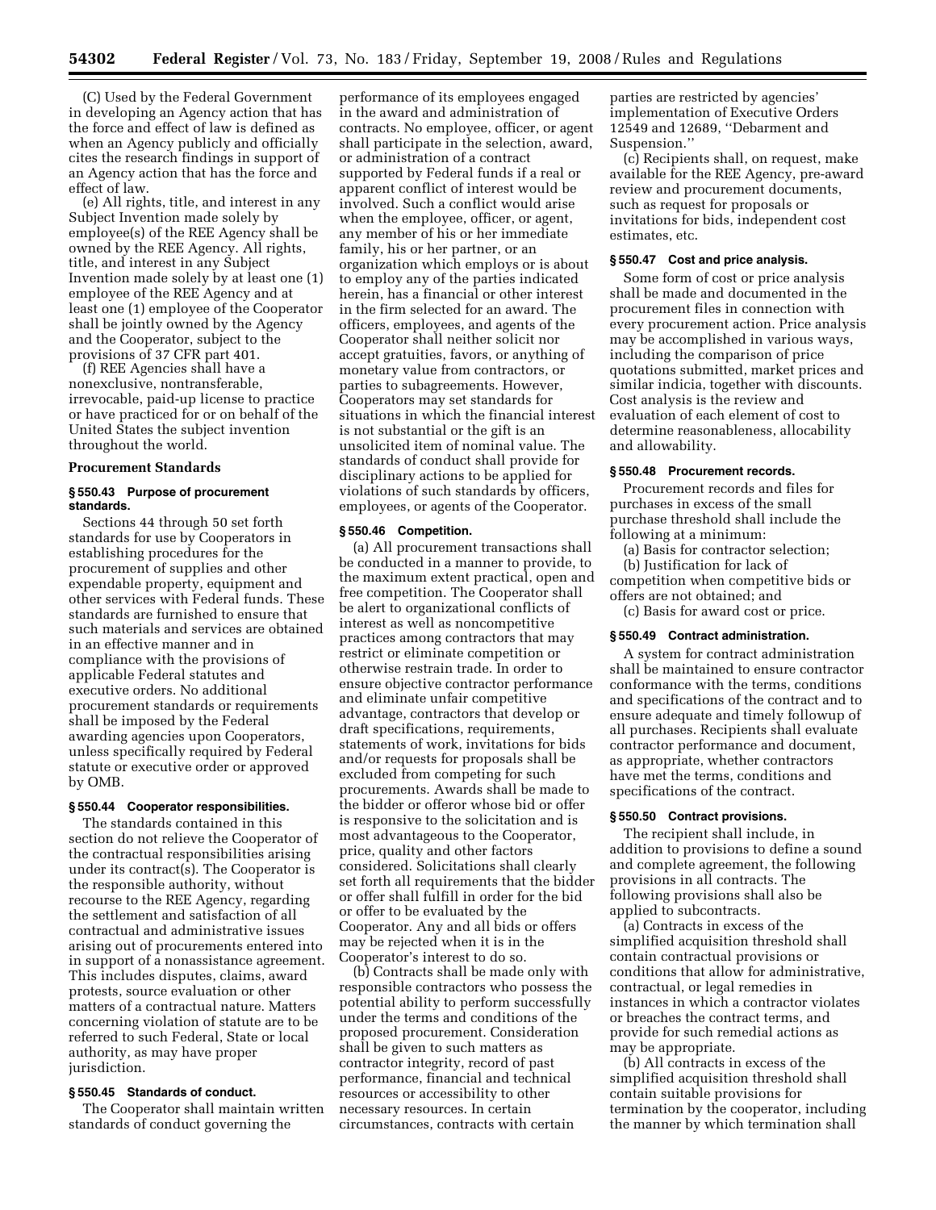(C) Used by the Federal Government in developing an Agency action that has the force and effect of law is defined as when an Agency publicly and officially cites the research findings in support of an Agency action that has the force and effect of law.

(e) All rights, title, and interest in any Subject Invention made solely by employee(s) of the REE Agency shall be owned by the REE Agency. All rights, title, and interest in any Subject Invention made solely by at least one (1) employee of the REE Agency and at least one (1) employee of the Cooperator shall be jointly owned by the Agency and the Cooperator, subject to the provisions of 37 CFR part 401.

(f) REE Agencies shall have a nonexclusive, nontransferable, irrevocable, paid-up license to practice or have practiced for or on behalf of the United States the subject invention throughout the world.

**Procurement Standards**

### § 550.43 Purpose of procurement standards.

Sections 44 through 50 set forth standards for use by Cooperators in establishing procedures for the procurement of supplies and other expendable property, equipment and other services with Federal funds. These standards are furnished to ensure that such materials and services are obtained in an effective manner and in compliance with the provisions of applicable Federal statutes and executive orders. No additional procurement standards or requirements shall be imposed by the Federal awarding agencies upon Cooperators, unless specifically required by Federal statute or executive order or approved by OMB.

### § 550.44 Cooperator responsibilities.

The standards contained in this section do not relieve the Cooperator of the contractual responsibilities arising under its contract(s). The Cooperator is the responsible authority, without recourse to the REE Agency, regarding the settlement and satisfaction of all contractual and administrative issues arising out of procurements entered into in support of a nonassistance agreement. This includes disputes, claims, award protests, source evaluation or other matters of a contractual nature. Matters concerning violation of statute are to be referred to such Federal, State or local authority, as may have proper jurisdiction.

### § 550.45 Standards of conduct.

The Cooperator shall maintain written standards of conduct governing the performance of its employees engaged in the award and administration of contracts. No employee, officer, or agent shall participate in the selection, award, or administration of a contract supported by Federal funds if a real or apparent conflict of interest would be involved. Such a conflict would arise when the employee, officer, or agent, any member of his or her immediate family, his or her partner, or an organization which employs or is about to employ any of the parties indicated herein, has a financial or other interest in the firm selected for an award. The officers, employees, and agents of the Cooperator shall neither solicit nor accept gratuities, favors, or anything of monetary value from contractors, or parties to subagreements. However, Cooperators may set standards for situations in which the financial interest is not substantial or the gift is an unsolicited item of nominal value. The standards of conduct shall provide for disciplinary actions to be applied for violations of such standards by officers, employees, or agents of the Cooperator.

### § 550.46 Competition.

(a) All procurement transactions shall be conducted in a manner to provide, to the maximum extent practical, open and free competition. The Cooperator shall be alert to organizational conflicts of interest as well as noncompetitive practices among contractors that may restrict or eliminate competition or otherwise restrain trade. In order to ensure objective contractor performance and eliminate unfair competitive advantage, contractors that develop or draft specifications, requirements, statements of work, invitations for bids and/or requests for proposals shall be excluded from competing for such procurements. Awards shall be made to the bidder or offeror whose bid or offer is responsive to the solicitation and is most advantageous to the Cooperator, price, quality and other factors considered. Solicitations shall clearly set forth all requirements that the bidder or offer shall fulfill in order for the bid or offer to be evaluated by the Cooperator. Any and all bids or offers may be rejected when it is in the Cooperator's interest to do so.

(b) Contracts shall be made only with responsible contractors who possess the potential ability to perform successfully under the terms and conditions of the proposed procurement. Consideration shall be given to such matters as contractor integrity, record of past performance, financial and technical resources or accessibility to other necessary resources. In certain circumstances, contracts with certain parties are restricted by agencies' implementation of Executive Orders 12549 and 12689, "Debarment and Suspension."

(c) Recipients shall, on request, make available for the REE Agency, pre-award review and procurement documents, such as request for proposals or invitations for bids, independent cost estimates, etc.

### § 550.47 Cost and price analysis.

Some form of cost or price analysis shall be made and documented in the procurement files in connection with every procurement action. Price analysis may be accomplished in various ways, including the comparison of price quotations submitted, market prices and similar indicia, together with discounts. Cost analysis is the review and evaluation of each element of cost to determine reasonableness, allocability and allowability.

### § 550.48 Procurement records.

Procurement records and files for purchases in excess of the small purchase threshold shall include the following at a minimum:

(a) Basis for contractor selection;

(b) Justification for lack of competition when competitive bids or offers are not obtained; and

(c) Basis for award cost or price.

### § 550.49 Contract administration.

A system for contract administration shall be maintained to ensure contractor conformance with the terms, conditions and specifications of the contract and to ensure adequate and timely followup of all purchases. Recipients shall evaluate contractor performance and document, as appropriate, whether contractors have met the terms, conditions and specifications of the contract.

### § 550.50 Contract provisions.

The recipient shall include, in addition to provisions to define a sound and complete agreement, the following provisions in all contracts. The following provisions shall also be applied to subcontracts.

(a) Contracts in excess of the simplified acquisition threshold shall contain contractual provisions or conditions that allow for administrative, contractual, or legal remedies in instances in which a contractor violates or breaches the contract terms, and provide for such remedial actions as may be appropriate.

(b) All contracts in excess of the simplified acquisition threshold shall contain suitable provisions for termination by the cooperator, including the manner by which termination shall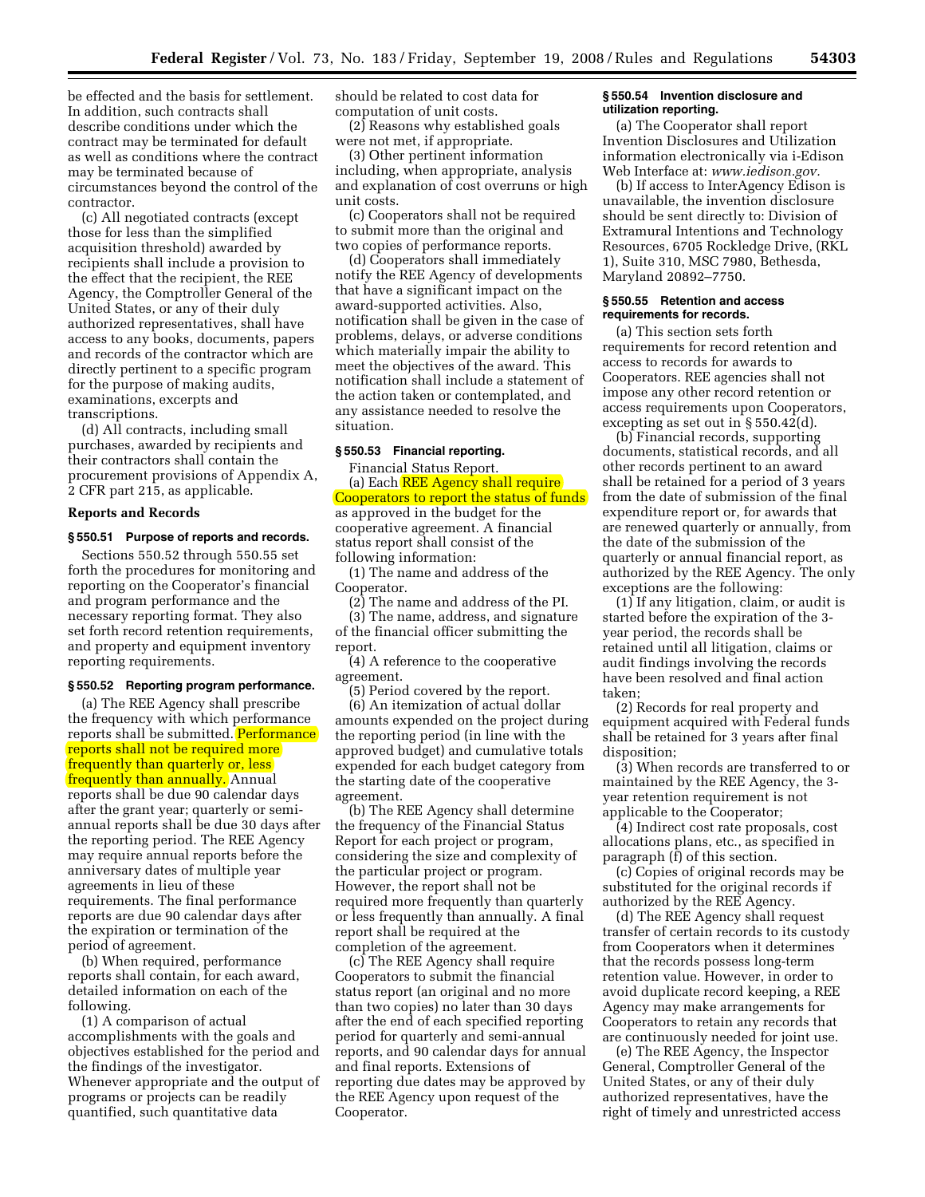be effected and the basis for settlement. In addition, such contracts shall describe conditions under which the contract may be terminated for default as well as conditions where the contract may be terminated because of circumstances beyond the control of the contractor.

(c) All negotiated contracts (except those for less than the simplified acquisition threshold) awarded by recipients shall include a provision to the effect that the recipient, the REE Agency, the Comptroller General of the United States, or any of their duly authorized representatives, shall have access to any books, documents, papers and records of the contractor which are directly pertinent to a specific program for the purpose of making audits, examinations, excerpts and transcriptions.

(d) All contracts, including small purchases, awarded by recipients and their contractors shall contain the procurement provisions of Appendix A, 2 CFR part 215, as applicable.

### Reports and Records

#### § 550.51 Purpose of reports and records.

Sections 550.52 through 550.55 set forth the procedures for monitoring and reporting on the Cooperator's financial and program performance and the necessary reporting format. They also set forth record retention requirements, and property and equipment inventory reporting requirements.

#### § 550.52 Reporting program performance.

(a) The REE Agency shall prescribe the frequency with which performance reports shall be submitted. Performance reports shall not be required more frequently than quarterly or, less frequently than annually. Annual reports shall be due 90 calendar days after the grant year; quarterly or semi-annual reports shall be due 30 days after the reporting period. The REE Agency may require annual reports before the anniversary dates of multiple year agreements in lieu of these requirements. The final performance reports are due 90 calendar days after the expiration or termination of the period of agreement.

(b) When required, performance reports shall contain, for each award, detailed information on each of the following.

(1) A comparison of actual accomplishments with the goals and objectives established for the period and the findings of the investigator. Whenever appropriate and the output of programs or projects can be readily quantified, such quantitative data should be related to cost data for computation of unit costs.

(2) Reasons why established goals were not met, if appropriate.

(3) Other pertinent information including, when appropriate, analysis and explanation of cost overruns or high unit costs.

(c) Cooperators shall not be required to submit more than the original and two copies of performance reports.

(d) Cooperators shall immediately notify the REE Agency of developments that have a significant impact on the award-supported activities. Also, notification shall be given in the case of problems, delays, or adverse conditions which materially impair the ability to meet the objectives of the award. This notification shall include a statement of the action taken or contemplated, and any assistance needed to resolve the situation.

#### § 550.53 Financial reporting.

Financial Status Report.

(a) Each REE Agency shall require Cooperators to report the status of funds as approved in the budget for the cooperative agreement. A financial status report shall consist of the following information:

(1) The name and address of the Cooperator.

(2) The name and address of the PI.

(3) The name, address, and signature of the financial officer submitting the report.

(4) A reference to the cooperative agreement.

(5) Period covered by the report.

(6) An itemization of actual dollar amounts expended on the project during the reporting period (in line with the approved budget) and cumulative totals expended for each budget category from the starting date of the cooperative agreement.

(b) The REE Agency shall determine the frequency of the Financial Status Report for each project or program, considering the size and complexity of the particular project or program. However, the report shall not be required more frequently than quarterly or less frequently than annually. A final report shall be required at the completion of the agreement.

(c) The REE Agency shall require Cooperators to submit the financial status report (an original and no more than two copies) no later than 30 days after the end of each specified reporting period for quarterly and semi-annual reports, and 90 calendar days for annual and final reports. Extensions of reporting due dates may be approved by the REE Agency upon request of the Cooperator.

#### § 550.54 Invention disclosure and utilization reporting.

(a) The Cooperator shall report Invention Disclosures and Utilization information electronically via i-Edison Web Interface at: *www.iedison.gov.*

(b) If access to InterAgency Edison is unavailable, the invention disclosure should be sent directly to: Division of Extramural Intentions and Technology Resources, 6705 Rockledge Drive, (RKL 1), Suite 310, MSC 7980, Bethesda, Maryland 20892–7750.

#### § 550.55 Retention and access requirements for records.

(a) This section sets forth requirements for record retention and access to records for awards to Cooperators. REE agencies shall not impose any other record retention or access requirements upon Cooperators, excepting as set out in § 550.42(d).

(b) Financial records, supporting documents, statistical records, and all other records pertinent to an award shall be retained for a period of 3 years from the date of submission of the final expenditure report or, for awards that are renewed quarterly or annually, from the date of the submission of the quarterly or annual financial report, as authorized by the REE Agency. The only exceptions are the following:

(1) If any litigation, claim, or audit is started before the expiration of the 3-year period, the records shall be retained until all litigation, claims or audit findings involving the records have been resolved and final action taken;

(2) Records for real property and equipment acquired with Federal funds shall be retained for 3 years after final disposition;

(3) When records are transferred to or maintained by the REE Agency, the 3-year retention requirement is not applicable to the Cooperator;

(4) Indirect cost rate proposals, cost allocations plans, etc., as specified in paragraph (f) of this section.

(c) Copies of original records may be substituted for the original records if authorized by the REE Agency.

(d) The REE Agency shall request transfer of certain records to its custody from Cooperators when it determines that the records possess long-term retention value. However, in order to avoid duplicate record keeping, a REE Agency may make arrangements for Cooperators to retain any records that are continuously needed for joint use.

(e) The REE Agency, the Inspector General, Comptroller General of the United States, or any of their duly authorized representatives, have the right of timely and unrestricted access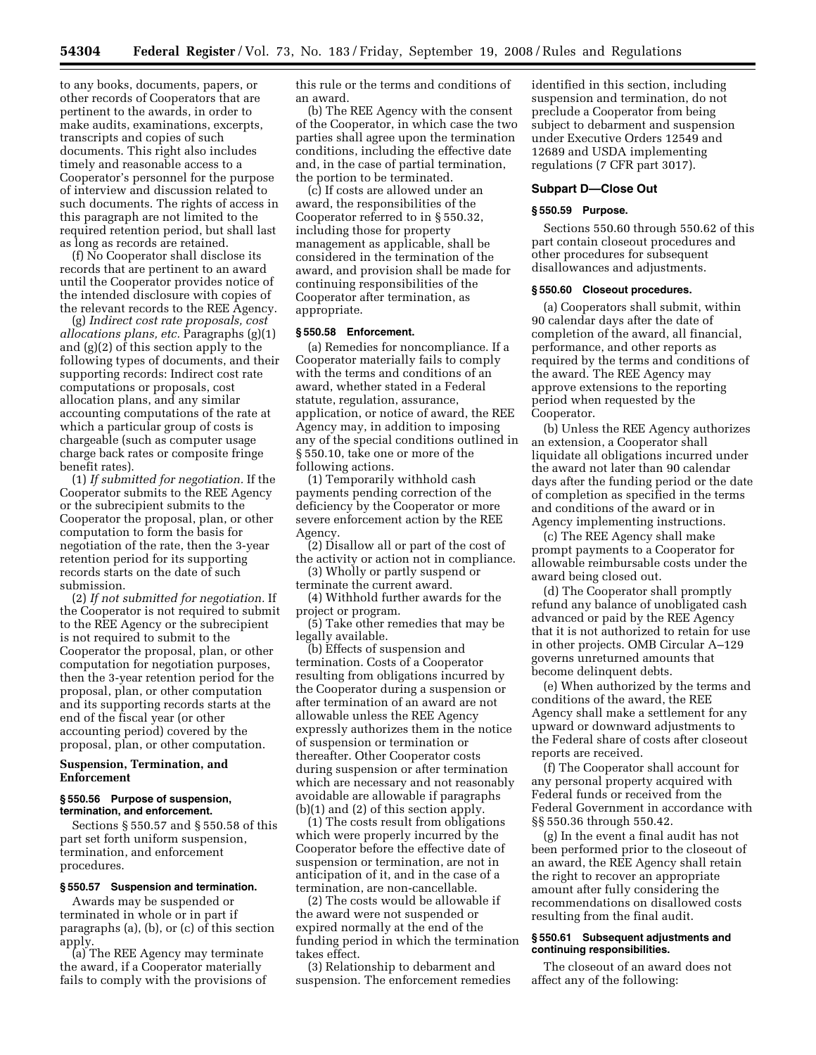to any books, documents, papers, or other records of Cooperators that are pertinent to the awards, in order to make audits, examinations, excerpts, transcripts and copies of such documents. This right also includes timely and reasonable access to a Cooperator's personnel for the purpose of interview and discussion related to such documents. The rights of access in this paragraph are not limited to the required retention period, but shall last as long as records are retained.

(f) No Cooperator shall disclose its records that are pertinent to an award until the Cooperator provides notice of the intended disclosure with copies of the relevant records to the REE Agency.

(g) *Indirect cost rate proposals, cost allocations plans, etc.* Paragraphs (g)(1) and (g)(2) of this section apply to the following types of documents, and their supporting records: Indirect cost rate computations or proposals, cost allocation plans, and any similar accounting computations of the rate at which a particular group of costs is chargeable (such as computer usage charge back rates or composite fringe benefit rates).

(1) *If submitted for negotiation.* If the Cooperator submits to the REE Agency or the subrecipient submits to the Cooperator the proposal, plan, or other computation to form the basis for negotiation of the rate, then the 3-year retention period for its supporting records starts on the date of such submission.

(2) *If not submitted for negotiation.* If the Cooperator is not required to submit to the REE Agency or the subrecipient is not required to submit to the Cooperator the proposal, plan, or other computation for negotiation purposes, then the 3-year retention period for the proposal, plan, or other computation and its supporting records starts at the end of the fiscal year (or other accounting period) covered by the proposal, plan, or other computation.

### Suspension, Termination, and Enforcement

#### § 550.56 Purpose of suspension, termination, and enforcement.

Sections § 550.57 and § 550.58 of this part set forth uniform suspension, termination, and enforcement procedures.

#### § 550.57 Suspension and termination.

Awards may be suspended or terminated in whole or in part if paragraphs (a), (b), or (c) of this section apply.

(a) The REE Agency may terminate the award, if a Cooperator materially fails to comply with the provisions of this rule or the terms and conditions of an award.

(b) The REE Agency with the consent of the Cooperator, in which case the two parties shall agree upon the termination conditions, including the effective date and, in the case of partial termination, the portion to be terminated.

(c) If costs are allowed under an award, the responsibilities of the Cooperator referred to in § 550.32, including those for property management as applicable, shall be considered in the termination of the award, and provision shall be made for continuing responsibilities of the Cooperator after termination, as appropriate.

#### § 550.58 Enforcement.

(a) Remedies for noncompliance. If a Cooperator materially fails to comply with the terms and conditions of an award, whether stated in a Federal statute, regulation, assurance, application, or notice of award, the REE Agency may, in addition to imposing any of the special conditions outlined in § 550.10, take one or more of the following actions.

(1) Temporarily withhold cash payments pending correction of the deficiency by the Cooperator or more severe enforcement action by the REE Agency.

(2) Disallow all or part of the cost of the activity or action not in compliance.

(3) Wholly or partly suspend or terminate the current award.

(4) Withhold further awards for the project or program.

(5) Take other remedies that may be legally available.

(b) Effects of suspension and termination. Costs of a Cooperator resulting from obligations incurred by the Cooperator during a suspension or after termination of an award are not allowable unless the REE Agency expressly authorizes them in the notice of suspension or termination or thereafter. Other Cooperator costs during suspension or after termination which are necessary and not reasonably avoidable are allowable if paragraphs (b)(1) and (2) of this section apply.

(1) The costs result from obligations which were properly incurred by the Cooperator before the effective date of suspension or termination, are not in anticipation of it, and in the case of a termination, are non-cancellable.

(2) The costs would be allowable if the award were not suspended or expired normally at the end of the funding period in which the termination takes effect.

(3) Relationship to debarment and suspension. The enforcement remedies identified in this section, including suspension and termination, do not preclude a Cooperator from being subject to debarment and suspension under Executive Orders 12549 and 12689 and USDA implementing regulations (7 CFR part 3017).

### Subpart D—Close Out

#### § 550.59 Purpose.

Sections 550.60 through 550.62 of this part contain closeout procedures and other procedures for subsequent disallowances and adjustments.

#### § 550.60 Closeout procedures.

(a) Cooperators shall submit, within 90 calendar days after the date of completion of the award, all financial, performance, and other reports as required by the terms and conditions of the award. The REE Agency may approve extensions to the reporting period when requested by the Cooperator.

(b) Unless the REE Agency authorizes an extension, a Cooperator shall liquidate all obligations incurred under the award not later than 90 calendar days after the funding period or the date of completion as specified in the terms and conditions of the award or in Agency implementing instructions.

(c) The REE Agency shall make prompt payments to a Cooperator for allowable reimbursable costs under the award being closed out.

(d) The Cooperator shall promptly refund any balance of unobligated cash advanced or paid by the REE Agency that it is not authorized to retain for use in other projects. OMB Circular A–129 governs unreturned amounts that become delinquent debts.

(e) When authorized by the terms and conditions of the award, the REE Agency shall make a settlement for any upward or downward adjustments to the Federal share of costs after closeout reports are received.

(f) The Cooperator shall account for any personal property acquired with Federal funds or received from the Federal Government in accordance with §§ 550.36 through 550.42.

(g) In the event a final audit has not been performed prior to the closeout of an award, the REE Agency shall retain the right to recover an appropriate amount after fully considering the recommendations on disallowed costs resulting from the final audit.

#### § 550.61 Subsequent adjustments and continuing responsibilities.

The closeout of an award does not affect any of the following: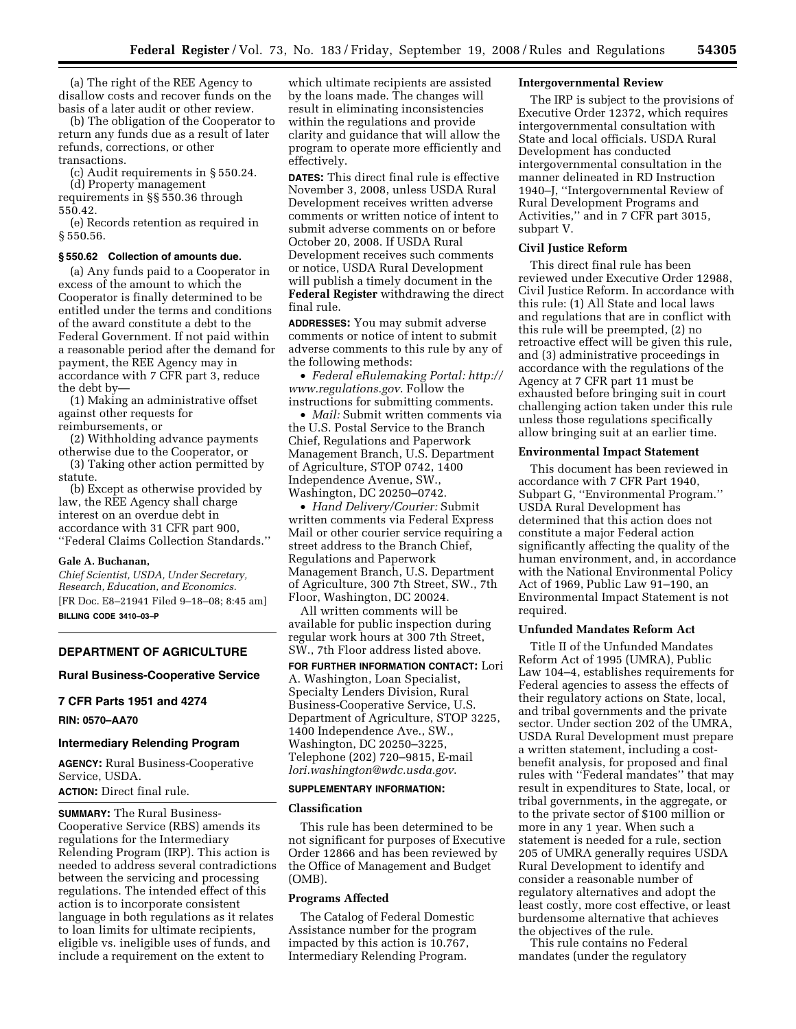(a) The right of the REE Agency to disallow costs and recover funds on the basis of a later audit or other review.

(b) The obligation of the Cooperator to return any funds due as a result of later refunds, corrections, or other transactions.

(c) Audit requirements in § 550.24.

(d) Property management requirements in §§ 550.36 through 550.42.

(e) Records retention as required in § 550.56.

#### § 550.62 Collection of amounts due.

(a) Any funds paid to a Cooperator in excess of the amount to which the Cooperator is finally determined to be entitled under the terms and conditions of the award constitute a debt to the Federal Government. If not paid within a reasonable period after the demand for payment, the REE Agency may in accordance with 7 CFR part 3, reduce the debt by—

(1) Making an administrative offset against other requests for reimbursements, or

(2) Withholding advance payments otherwise due to the Cooperator, or

(3) Taking other action permitted by statute.

(b) Except as otherwise provided by law, the REE Agency shall charge interest on an overdue debt in accordance with 31 CFR part 900, ''Federal Claims Collection Standards.''

**Gale A. Buchanan,**

*Chief Scientist, USDA, Under Secretary, Research, Education, and Economics.*

[FR Doc. E8–21941 Filed 9–18–08; 8:45 am]

**BILLING CODE 3410–03–P**

---

## DEPARTMENT OF AGRICULTURE

### Rural Business-Cooperative Service

### 7 CFR Parts 1951 and 4274

**RIN: 0570–AA70**

### Intermediary Relending Program

**AGENCY:** Rural Business-Cooperative Service, USDA.

**ACTION:** Direct final rule.

**SUMMARY:** The Rural Business-Cooperative Service (RBS) amends its regulations for the Intermediary Relending Program (IRP). This action is needed to address several contradictions between the servicing and processing regulations. The intended effect of this action is to incorporate consistent language in both regulations as it relates to loan limits for ultimate recipients, eligible vs. ineligible uses of funds, and include a requirement on the extent to which ultimate recipients are assisted by the loans made. The changes will result in eliminating inconsistencies within the regulations and provide clarity and guidance that will allow the program to operate more efficiently and effectively.

**DATES:** This direct final rule is effective November 3, 2008, unless USDA Rural Development receives written adverse comments or written notice of intent to submit adverse comments on or before October 20, 2008. If USDA Rural Development receives such comments or notice, USDA Rural Development will publish a timely document in the **Federal Register** withdrawing the direct final rule.

**ADDRESSES:** You may submit adverse comments or notice of intent to submit adverse comments to this rule by any of the following methods:

- *Federal eRulemaking Portal: http://www.regulations.gov*. Follow the instructions for submitting comments.
- *Mail:* Submit written comments via the U.S. Postal Service to the Branch Chief, Regulations and Paperwork Management Branch, U.S. Department of Agriculture, STOP 0742, 1400 Independence Avenue, SW., Washington, DC 20250–0742.
- *Hand Delivery/Courier:* Submit written comments via Federal Express Mail or other courier service requiring a street address to the Branch Chief, Regulations and Paperwork Management Branch, U.S. Department of Agriculture, 300 7th Street, SW., 7th Floor, Washington, DC 20024.

All written comments will be available for public inspection during regular work hours at 300 7th Street, SW., 7th Floor address listed above.

**FOR FURTHER INFORMATION CONTACT:** Lori A. Washington, Loan Specialist, Specialty Lenders Division, Rural Business-Cooperative Service, U.S. Department of Agriculture, STOP 3225, 1400 Independence Ave., SW., Washington, DC 20250–3225, Telephone (202) 720–9815, E-mail *lori.washington@wdc.usda.gov*.

**SUPPLEMENTARY INFORMATION:**

#### Classification

This rule has been determined to be not significant for purposes of Executive Order 12866 and has been reviewed by the Office of Management and Budget (OMB).

#### Programs Affected

The Catalog of Federal Domestic Assistance number for the program impacted by this action is 10.767, Intermediary Relending Program.

#### Intergovernmental Review

The IRP is subject to the provisions of Executive Order 12372, which requires intergovernmental consultation with State and local officials. USDA Rural Development has conducted intergovernmental consultation in the manner delineated in RD Instruction 1940–J, ''Intergovernmental Review of Rural Development Programs and Activities,'' and in 7 CFR part 3015, subpart V.

#### Civil Justice Reform

This direct final rule has been reviewed under Executive Order 12988, Civil Justice Reform. In accordance with this rule: (1) All State and local laws and regulations that are in conflict with this rule will be preempted, (2) no retroactive effect will be given this rule, and (3) administrative proceedings in accordance with the regulations of the Agency at 7 CFR part 11 must be exhausted before bringing suit in court challenging action taken under this rule unless those regulations specifically allow bringing suit at an earlier time.

#### Environmental Impact Statement

This document has been reviewed in accordance with 7 CFR Part 1940, Subpart G, ''Environmental Program.'' USDA Rural Development has determined that this action does not constitute a major Federal action significantly affecting the quality of the human environment, and, in accordance with the National Environmental Policy Act of 1969, Public Law 91–190, an Environmental Impact Statement is not required.

#### Unfunded Mandates Reform Act

Title II of the Unfunded Mandates Reform Act of 1995 (UMRA), Public Law 104–4, establishes requirements for Federal agencies to assess the effects of their regulatory actions on State, local, and tribal governments and the private sector. Under section 202 of the UMRA, USDA Rural Development must prepare a written statement, including a cost-benefit analysis, for proposed and final rules with ''Federal mandates'' that may result in expenditures to State, local, or tribal governments, in the aggregate, or to the private sector of $100 million or more in any 1 year. When such a statement is needed for a rule, section 205 of UMRA generally requires USDA Rural Development to identify and consider a reasonable number of regulatory alternatives and adopt the least costly, more cost effective, or least burdensome alternative that achieves the objectives of the rule.

This rule contains no Federal mandates (under the regulatory